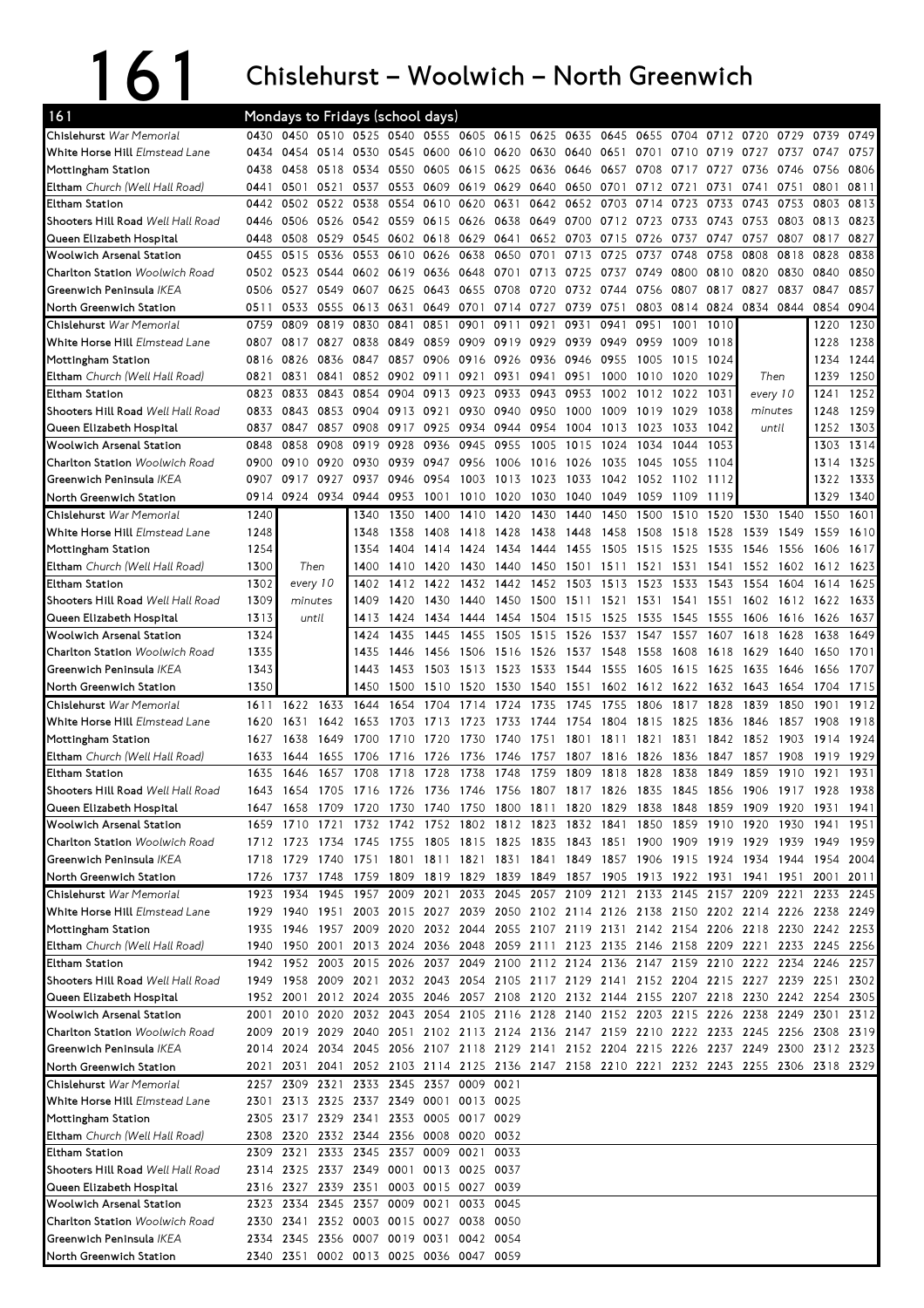# 161 Chislehurst – Woolwich – North Greenwich

## Mondays to Fridays (school days)

| 161 | | | | | | | | | | | | | | | | | | |
|---|---|---|---|---|---|---|---|---|---|---|---|---|---|---|---|---|---|---|
| Chislehurst War Memorial | 0430 | 0450 | 0510 | 0525 | 0540 | 0555 | 0605 | 0615 | 0625 | 0635 | 0645 | 0655 | 0704 | 0712 | 0720 | 0729 | 0739 | 0749 |
| White Horse Hill Elmstead Lane | 0434 | 0454 | 0514 | 0530 | 0545 | 0600 | 0610 | 0620 | 0630 | 0640 | 0651 | 0701 | 0710 | 0719 | 0727 | 0737 | 0747 | 0757 |
| Mottingham Station | 0438 | 0458 | 0518 | 0534 | 0550 | 0605 | 0615 | 0625 | 0636 | 0646 | 0657 | 0708 | 0717 | 0727 | 0736 | 0746 | 0756 | 0806 |
| Eltham Church (Well Hall Road) | 0441 | 0501 | 0521 | 0537 | 0553 | 0609 | 0619 | 0629 | 0640 | 0650 | 0701 | 0712 | 0721 | 0731 | 0741 | 0751 | 0801 | 0811 |
| Eltham Station | 0442 | 0502 | 0522 | 0538 | 0554 | 0610 | 0620 | 0631 | 0642 | 0652 | 0703 | 0714 | 0723 | 0733 | 0743 | 0753 | 0803 | 0813 |
| Shooters Hill Road Well Hall Road | 0446 | 0506 | 0526 | 0542 | 0559 | 0615 | 0626 | 0638 | 0649 | 0700 | 0712 | 0723 | 0733 | 0743 | 0753 | 0803 | 0813 | 0823 |
| Queen Elizabeth Hospital | 0448 | 0508 | 0529 | 0545 | 0602 | 0618 | 0629 | 0641 | 0652 | 0703 | 0715 | 0726 | 0737 | 0747 | 0757 | 0807 | 0817 | 0827 |
| Woolwich Arsenal Station | 0455 | 0515 | 0536 | 0553 | 0610 | 0626 | 0638 | 0650 | 0701 | 0713 | 0725 | 0737 | 0748 | 0758 | 0808 | 0818 | 0828 | 0838 |
| Charlton Station Woolwich Road | 0502 | 0523 | 0544 | 0602 | 0619 | 0636 | 0648 | 0701 | 0713 | 0725 | 0737 | 0749 | 0800 | 0810 | 0820 | 0830 | 0840 | 0850 |
| Greenwich Peninsula IKEA | 0506 | 0527 | 0549 | 0607 | 0625 | 0643 | 0655 | 0708 | 0720 | 0732 | 0744 | 0756 | 0807 | 0817 | 0827 | 0837 | 0847 | 0857 |
| North Greenwich Station | 0511 | 0533 | 0555 | 0613 | 0631 | 0649 | 0701 | 0714 | 0727 | 0739 | 0751 | 0803 | 0814 | 0824 | 0834 | 0844 | 0854 | 0904 |

| 161 | | | | | | | | | | | | | | | | | |
|---|---|---|---|---|---|---|---|---|---|---|---|---|---|---|---|---|---|
| Chislehurst War Memorial | 0759 | 0809 | 0819 | 0830 | 0841 | 0851 | 0901 | 0911 | 0921 | 0931 | 0941 | 0951 | 1001 | 1010 | | 1220 | 1230 |
| White Horse Hill Elmstead Lane | 0807 | 0817 | 0827 | 0838 | 0849 | 0859 | 0909 | 0919 | 0929 | 0939 | 0949 | 0959 | 1009 | 1018 | | 1228 | 1238 |
| Mottingham Station | 0816 | 0826 | 0836 | 0847 | 0857 | 0906 | 0916 | 0926 | 0936 | 0946 | 0955 | 1005 | 1015 | 1024 | | 1234 | 1244 |
| Eltham Church (Well Hall Road) | 0821 | 0831 | 0841 | 0852 | 0902 | 0911 | 0921 | 0931 | 0941 | 0951 | 1000 | 1010 | 1020 | 1029 | Then | 1239 | 1250 |
| Eltham Station | 0823 | 0833 | 0843 | 0854 | 0904 | 0913 | 0923 | 0933 | 0943 | 0953 | 1002 | 1012 | 1022 | 1031 | every 10 | 1241 | 1252 |
| Shooters Hill Road Well Hall Road | 0833 | 0843 | 0853 | 0904 | 0913 | 0921 | 0930 | 0940 | 0950 | 1000 | 1009 | 1019 | 1029 | 1038 | minutes | 1248 | 1259 |
| Queen Elizabeth Hospital | 0837 | 0847 | 0857 | 0908 | 0917 | 0925 | 0934 | 0944 | 0954 | 1004 | 1013 | 1023 | 1033 | 1042 | until | 1252 | 1303 |
| Woolwich Arsenal Station | 0848 | 0858 | 0908 | 0919 | 0928 | 0936 | 0945 | 0955 | 1005 | 1015 | 1024 | 1034 | 1044 | 1053 | | 1303 | 1314 |
| Charlton Station Woolwich Road | 0900 | 0910 | 0920 | 0930 | 0939 | 0947 | 0956 | 1006 | 1016 | 1026 | 1035 | 1045 | 1055 | 1104 | | 1314 | 1325 |
| Greenwich Peninsula IKEA | 0907 | 0917 | 0927 | 0937 | 0946 | 0954 | 1003 | 1013 | 1023 | 1033 | 1042 | 1052 | 1102 | 1112 | | 1322 | 1333 |
| North Greenwich Station | 0914 | 0924 | 0934 | 0944 | 0953 | 1001 | 1010 | 1020 | 1030 | 1040 | 1049 | 1059 | 1109 | 1119 | | 1329 | 1340 |

| 161 | | | | | | | | | | | | | | | | | |
|---|---|---|---|---|---|---|---|---|---|---|---|---|---|---|---|---|---|
| Chislehurst War Memorial | 1240 | | 1340 | 1350 | 1400 | 1410 | 1420 | 1430 | 1440 | 1450 | 1500 | 1510 | 1520 | 1530 | 1540 | 1550 | 1601 |
| White Horse Hill Elmstead Lane | 1248 | | 1348 | 1358 | 1408 | 1418 | 1428 | 1438 | 1448 | 1458 | 1508 | 1518 | 1528 | 1539 | 1549 | 1559 | 1610 |
| Mottingham Station | 1254 | | 1354 | 1404 | 1414 | 1424 | 1434 | 1444 | 1455 | 1505 | 1515 | 1525 | 1535 | 1546 | 1556 | 1606 | 1617 |
| Eltham Church (Well Hall Road) | 1300 | Then | 1400 | 1410 | 1420 | 1430 | 1440 | 1450 | 1501 | 1511 | 1521 | 1531 | 1541 | 1552 | 1602 | 1612 | 1623 |
| Eltham Station | 1302 | every 10 | 1402 | 1412 | 1422 | 1432 | 1442 | 1452 | 1503 | 1513 | 1523 | 1533 | 1543 | 1554 | 1604 | 1614 | 1625 |
| Shooters Hill Road Well Hall Road | 1309 | minutes | 1409 | 1420 | 1430 | 1440 | 1450 | 1500 | 1511 | 1521 | 1531 | 1541 | 1551 | 1602 | 1612 | 1622 | 1633 |
| Queen Elizabeth Hospital | 1313 | until | 1413 | 1424 | 1434 | 1444 | 1454 | 1504 | 1515 | 1525 | 1535 | 1545 | 1555 | 1606 | 1616 | 1626 | 1637 |
| Woolwich Arsenal Station | 1324 | | 1424 | 1435 | 1445 | 1455 | 1505 | 1515 | 1526 | 1537 | 1547 | 1557 | 1607 | 1618 | 1628 | 1638 | 1649 |
| Charlton Station Woolwich Road | 1335 | | 1435 | 1446 | 1456 | 1506 | 1516 | 1526 | 1537 | 1548 | 1558 | 1608 | 1618 | 1629 | 1640 | 1650 | 1701 |
| Greenwich Peninsula IKEA | 1343 | | 1443 | 1453 | 1503 | 1513 | 1523 | 1533 | 1544 | 1555 | 1605 | 1615 | 1625 | 1635 | 1646 | 1656 | 1707 |
| North Greenwich Station | 1350 | | 1450 | 1500 | 1510 | 1520 | 1530 | 1540 | 1551 | 1602 | 1612 | 1622 | 1632 | 1643 | 1654 | 1704 | 1715 |

| 161 | | | | | | | | | | | | | | | | | | |
|---|---|---|---|---|---|---|---|---|---|---|---|---|---|---|---|---|---|---|
| Chislehurst War Memorial | 1611 | 1622 | 1633 | 1644 | 1654 | 1704 | 1714 | 1724 | 1735 | 1745 | 1755 | 1806 | 1817 | 1828 | 1839 | 1850 | 1901 | 1912 |
| White Horse Hill Elmstead Lane | 1620 | 1631 | 1642 | 1653 | 1703 | 1713 | 1723 | 1733 | 1744 | 1754 | 1804 | 1815 | 1825 | 1836 | 1846 | 1857 | 1908 | 1918 |
| Mottingham Station | 1627 | 1638 | 1649 | 1700 | 1710 | 1720 | 1730 | 1740 | 1751 | 1801 | 1811 | 1821 | 1831 | 1842 | 1852 | 1903 | 1914 | 1924 |
| Eltham Church (Well Hall Road) | 1633 | 1644 | 1655 | 1706 | 1716 | 1726 | 1736 | 1746 | 1757 | 1807 | 1816 | 1826 | 1836 | 1847 | 1857 | 1908 | 1919 | 1929 |
| Eltham Station | 1635 | 1646 | 1657 | 1708 | 1718 | 1728 | 1738 | 1748 | 1759 | 1809 | 1818 | 1828 | 1838 | 1849 | 1859 | 1910 | 1921 | 1931 |
| Shooters Hill Road Well Hall Road | 1643 | 1654 | 1705 | 1716 | 1726 | 1736 | 1746 | 1756 | 1807 | 1817 | 1826 | 1835 | 1845 | 1856 | 1906 | 1917 | 1928 | 1938 |
| Queen Elizabeth Hospital | 1647 | 1658 | 1709 | 1720 | 1730 | 1740 | 1750 | 1800 | 1811 | 1820 | 1829 | 1838 | 1848 | 1859 | 1909 | 1920 | 1931 | 1941 |
| Woolwich Arsenal Station | 1659 | 1710 | 1721 | 1732 | 1742 | 1752 | 1802 | 1812 | 1823 | 1832 | 1841 | 1850 | 1859 | 1910 | 1920 | 1930 | 1941 | 1951 |
| Charlton Station Woolwich Road | 1712 | 1723 | 1734 | 1745 | 1755 | 1805 | 1815 | 1825 | 1835 | 1843 | 1851 | 1900 | 1909 | 1919 | 1929 | 1939 | 1949 | 1959 |
| Greenwich Peninsula IKEA | 1718 | 1729 | 1740 | 1751 | 1801 | 1811 | 1821 | 1831 | 1841 | 1849 | 1857 | 1906 | 1915 | 1924 | 1934 | 1944 | 1954 | 2004 |
| North Greenwich Station | 1726 | 1737 | 1748 | 1759 | 1809 | 1819 | 1829 | 1839 | 1849 | 1857 | 1905 | 1913 | 1922 | 1931 | 1941 | 1951 | 2001 | 2011 |

| 161 | | | | | | | | | | | | | | | | | | |
|---|---|---|---|---|---|---|---|---|---|---|---|---|---|---|---|---|---|---|
| Chislehurst War Memorial | 1923 | 1934 | 1945 | 1957 | 2009 | 2021 | 2033 | 2045 | 2057 | 2109 | 2121 | 2133 | 2145 | 2157 | 2209 | 2221 | 2233 | 2245 |
| White Horse Hill Elmstead Lane | 1929 | 1940 | 1951 | 2003 | 2015 | 2027 | 2039 | 2050 | 2102 | 2114 | 2126 | 2138 | 2150 | 2202 | 2214 | 2226 | 2238 | 2249 |
| Mottingham Station | 1935 | 1946 | 1957 | 2009 | 2020 | 2032 | 2044 | 2055 | 2107 | 2119 | 2131 | 2142 | 2154 | 2206 | 2218 | 2230 | 2242 | 2253 |
| Eltham Church (Well Hall Road) | 1940 | 1950 | 2001 | 2013 | 2024 | 2036 | 2048 | 2059 | 2111 | 2123 | 2135 | 2146 | 2158 | 2209 | 2221 | 2233 | 2245 | 2256 |
| Eltham Station | 1942 | 1952 | 2003 | 2015 | 2026 | 2037 | 2049 | 2100 | 2112 | 2124 | 2136 | 2147 | 2159 | 2210 | 2222 | 2234 | 2246 | 2257 |
| Shooters Hill Road Well Hall Road | 1949 | 1958 | 2009 | 2021 | 2032 | 2043 | 2054 | 2105 | 2117 | 2129 | 2141 | 2152 | 2204 | 2215 | 2227 | 2239 | 2251 | 2302 |
| Queen Elizabeth Hospital | 1952 | 2001 | 2012 | 2024 | 2035 | 2046 | 2057 | 2108 | 2120 | 2132 | 2144 | 2155 | 2207 | 2218 | 2230 | 2242 | 2254 | 2305 |
| Woolwich Arsenal Station | 2001 | 2010 | 2020 | 2032 | 2043 | 2054 | 2105 | 2116 | 2128 | 2140 | 2152 | 2203 | 2215 | 2226 | 2238 | 2249 | 2301 | 2312 |
| Charlton Station Woolwich Road | 2009 | 2019 | 2029 | 2040 | 2051 | 2102 | 2113 | 2124 | 2136 | 2147 | 2159 | 2210 | 2222 | 2233 | 2245 | 2256 | 2308 | 2319 |
| Greenwich Peninsula IKEA | 2014 | 2024 | 2034 | 2045 | 2056 | 2107 | 2118 | 2129 | 2141 | 2152 | 2204 | 2215 | 2226 | 2237 | 2249 | 2300 | 2312 | 2323 |
| North Greenwich Station | 2021 | 2031 | 2041 | 2052 | 2103 | 2114 | 2125 | 2136 | 2147 | 2158 | 2210 | 2221 | 2232 | 2243 | 2255 | 2306 | 2318 | 2329 |

| 161 | | | | | | | | |
|---|---|---|---|---|---|---|---|---|
| Chislehurst War Memorial | 2257 | 2309 | 2321 | 2333 | 2345 | 2357 | 0009 | 0021 |
| White Horse Hill Elmstead Lane | 2301 | 2313 | 2325 | 2337 | 2349 | 0001 | 0013 | 0025 |
| Mottingham Station | 2305 | 2317 | 2329 | 2341 | 2353 | 0005 | 0017 | 0029 |
| Eltham Church (Well Hall Road) | 2308 | 2320 | 2332 | 2344 | 2356 | 0008 | 0020 | 0032 |
| Eltham Station | 2309 | 2321 | 2333 | 2345 | 2357 | 0009 | 0021 | 0033 |
| Shooters Hill Road Well Hall Road | 2314 | 2325 | 2337 | 2349 | 0001 | 0013 | 0025 | 0037 |
| Queen Elizabeth Hospital | 2316 | 2327 | 2339 | 2351 | 0003 | 0015 | 0027 | 0039 |
| Woolwich Arsenal Station | 2323 | 2334 | 2345 | 2357 | 0009 | 0021 | 0033 | 0045 |
| Charlton Station Woolwich Road | 2330 | 2341 | 2352 | 0003 | 0015 | 0027 | 0038 | 0050 |
| Greenwich Peninsula IKEA | 2334 | 2345 | 2356 | 0007 | 0019 | 0031 | 0042 | 0054 |
| North Greenwich Station | 2340 | 2351 | 0002 | 0013 | 0025 | 0036 | 0047 | 0059 |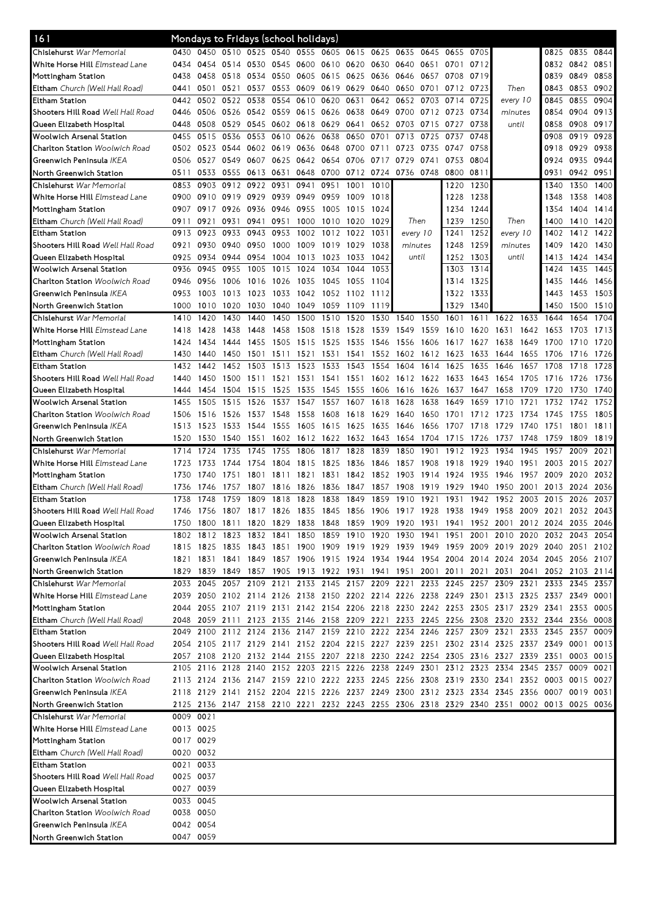## 161 Mondays to Fridays (school holidays)

| Stop | | | | | | | | | | | | | | | | | |
|---|---|---|---|---|---|---|---|---|---|---|---|---|---|---|---|---|---|
| Chislehurst *War Memorial* | 0430 | 0450 | 0510 | 0525 | 0540 | 0555 | 0605 | 0615 | 0625 | 0635 | 0645 | 0655 | 0705 | | 0825 | 0835 | 0844 |
| White Horse Hill *Elmstead Lane* | 0434 | 0454 | 0514 | 0530 | 0545 | 0600 | 0610 | 0620 | 0630 | 0640 | 0651 | 0701 | 0712 | | 0832 | 0842 | 0851 |
| Mottingham Station | 0438 | 0458 | 0518 | 0534 | 0550 | 0605 | 0615 | 0625 | 0636 | 0646 | 0657 | 0708 | 0719 | | 0839 | 0849 | 0858 |
| Eltham *Church (Well Hall Road)* | 0441 | 0501 | 0521 | 0537 | 0553 | 0609 | 0619 | 0629 | 0640 | 0650 | 0701 | 0712 | 0723 | Then | 0843 | 0853 | 0902 |
| Eltham Station | 0442 | 0502 | 0522 | 0538 | 0554 | 0610 | 0620 | 0631 | 0642 | 0652 | 0703 | 0714 | 0725 | every 10 | 0845 | 0855 | 0904 |
| Shooters Hill Road *Well Hall Road* | 0446 | 0506 | 0526 | 0542 | 0559 | 0615 | 0626 | 0638 | 0649 | 0700 | 0712 | 0723 | 0734 | minutes | 0854 | 0904 | 0913 |
| Queen Elizabeth Hospital | 0448 | 0508 | 0529 | 0545 | 0602 | 0618 | 0629 | 0641 | 0652 | 0703 | 0715 | 0727 | 0738 | until | 0858 | 0908 | 0917 |
| Woolwich Arsenal Station | 0455 | 0515 | 0536 | 0553 | 0610 | 0626 | 0638 | 0650 | 0701 | 0713 | 0725 | 0737 | 0748 | | 0908 | 0919 | 0928 |
| Charlton Station *Woolwich Road* | 0502 | 0523 | 0544 | 0602 | 0619 | 0636 | 0648 | 0700 | 0711 | 0723 | 0735 | 0747 | 0758 | | 0918 | 0929 | 0938 |
| Greenwich Peninsula *IKEA* | 0506 | 0527 | 0549 | 0607 | 0625 | 0642 | 0654 | 0706 | 0717 | 0729 | 0741 | 0753 | 0804 | | 0924 | 0935 | 0944 |
| North Greenwich Station | 0511 | 0533 | 0555 | 0613 | 0631 | 0648 | 0700 | 0712 | 0724 | 0736 | 0748 | 0800 | 0811 | | 0931 | 0942 | 0951 |

| Stop | | | | | | | | | | | | | | | | |
|---|---|---|---|---|---|---|---|---|---|---|---|---|---|---|---|---|
| Chislehurst *War Memorial* | 0853 | 0903 | 0912 | 0922 | 0931 | 0941 | 0951 | 1001 | 1010 | | 1220 | 1230 | | 1340 | 1350 | 1400 |
| White Horse Hill *Elmstead Lane* | 0900 | 0910 | 0919 | 0929 | 0939 | 0949 | 0959 | 1009 | 1018 | | 1228 | 1238 | | 1348 | 1358 | 1408 |
| Mottingham Station | 0907 | 0917 | 0926 | 0936 | 0946 | 0955 | 1005 | 1015 | 1024 | | 1234 | 1244 | | 1354 | 1404 | 1414 |
| Eltham *Church (Well Hall Road)* | 0911 | 0921 | 0931 | 0941 | 0951 | 1000 | 1010 | 1020 | 1029 | Then | 1239 | 1250 | Then | 1400 | 1410 | 1420 |
| Eltham Station | 0913 | 0923 | 0933 | 0943 | 0953 | 1002 | 1012 | 1022 | 1031 | every 10 | 1241 | 1252 | every 10 | 1402 | 1412 | 1422 |
| Shooters Hill Road *Well Hall Road* | 0921 | 0930 | 0940 | 0950 | 1000 | 1009 | 1019 | 1029 | 1038 | minutes | 1248 | 1259 | minutes | 1409 | 1420 | 1430 |
| Queen Elizabeth Hospital | 0925 | 0934 | 0944 | 0954 | 1004 | 1013 | 1023 | 1033 | 1042 | until | 1252 | 1303 | until | 1413 | 1424 | 1434 |
| Woolwich Arsenal Station | 0936 | 0945 | 0955 | 1005 | 1015 | 1024 | 1034 | 1044 | 1053 | | 1303 | 1314 | | 1424 | 1435 | 1445 |
| Charlton Station *Woolwich Road* | 0946 | 0956 | 1006 | 1016 | 1026 | 1035 | 1045 | 1055 | 1104 | | 1314 | 1325 | | 1435 | 1446 | 1456 |
| Greenwich Peninsula *IKEA* | 0953 | 1003 | 1013 | 1023 | 1033 | 1042 | 1052 | 1102 | 1112 | | 1322 | 1333 | | 1443 | 1453 | 1503 |
| North Greenwich Station | 1000 | 1010 | 1020 | 1030 | 1040 | 1049 | 1059 | 1109 | 1119 | | 1329 | 1340 | | 1450 | 1500 | 1510 |

| Stop | | | | | | | | | | | | | | | | | | |
|---|---|---|---|---|---|---|---|---|---|---|---|---|---|---|---|---|---|---|
| Chislehurst *War Memorial* | 1410 | 1420 | 1430 | 1440 | 1450 | 1500 | 1510 | 1520 | 1530 | 1540 | 1550 | 1601 | 1611 | 1622 | 1633 | 1644 | 1654 | 1704 |
| White Horse Hill *Elmstead Lane* | 1418 | 1428 | 1438 | 1448 | 1458 | 1508 | 1518 | 1528 | 1539 | 1549 | 1559 | 1610 | 1620 | 1631 | 1642 | 1653 | 1703 | 1713 |
| Mottingham Station | 1424 | 1434 | 1444 | 1455 | 1505 | 1515 | 1525 | 1535 | 1546 | 1556 | 1606 | 1617 | 1627 | 1638 | 1649 | 1700 | 1710 | 1720 |
| Eltham *Church (Well Hall Road)* | 1430 | 1440 | 1450 | 1501 | 1511 | 1521 | 1531 | 1541 | 1552 | 1602 | 1612 | 1623 | 1633 | 1644 | 1655 | 1706 | 1716 | 1726 |
| Eltham Station | 1432 | 1442 | 1452 | 1503 | 1513 | 1523 | 1533 | 1543 | 1554 | 1604 | 1614 | 1625 | 1635 | 1646 | 1657 | 1708 | 1718 | 1728 |
| Shooters Hill Road *Well Hall Road* | 1440 | 1450 | 1500 | 1511 | 1521 | 1531 | 1541 | 1551 | 1602 | 1612 | 1622 | 1633 | 1643 | 1654 | 1705 | 1716 | 1726 | 1736 |
| Queen Elizabeth Hospital | 1444 | 1454 | 1504 | 1515 | 1525 | 1535 | 1545 | 1555 | 1606 | 1616 | 1626 | 1637 | 1647 | 1658 | 1709 | 1720 | 1730 | 1740 |
| Woolwich Arsenal Station | 1455 | 1505 | 1515 | 1526 | 1537 | 1547 | 1557 | 1607 | 1618 | 1628 | 1638 | 1649 | 1659 | 1710 | 1721 | 1732 | 1742 | 1752 |
| Charlton Station *Woolwich Road* | 1506 | 1516 | 1526 | 1537 | 1548 | 1558 | 1608 | 1618 | 1629 | 1640 | 1650 | 1701 | 1712 | 1723 | 1734 | 1745 | 1755 | 1805 |
| Greenwich Peninsula *IKEA* | 1513 | 1523 | 1533 | 1544 | 1555 | 1605 | 1615 | 1625 | 1635 | 1646 | 1656 | 1707 | 1718 | 1729 | 1740 | 1751 | 1801 | 1811 |
| North Greenwich Station | 1520 | 1530 | 1540 | 1551 | 1602 | 1612 | 1622 | 1632 | 1643 | 1654 | 1704 | 1715 | 1726 | 1737 | 1748 | 1759 | 1809 | 1819 |

| Stop | | | | | | | | | | | | | | | | | | |
|---|---|---|---|---|---|---|---|---|---|---|---|---|---|---|---|---|---|---|
| Chislehurst *War Memorial* | 1714 | 1724 | 1735 | 1745 | 1755 | 1806 | 1817 | 1828 | 1839 | 1850 | 1901 | 1912 | 1923 | 1934 | 1945 | 1957 | 2009 | 2021 |
| White Horse Hill *Elmstead Lane* | 1723 | 1733 | 1744 | 1754 | 1804 | 1815 | 1825 | 1836 | 1846 | 1857 | 1908 | 1918 | 1929 | 1940 | 1951 | 2003 | 2015 | 2027 |
| Mottingham Station | 1730 | 1740 | 1751 | 1801 | 1811 | 1821 | 1831 | 1842 | 1852 | 1903 | 1914 | 1924 | 1935 | 1946 | 1957 | 2009 | 2020 | 2032 |
| Eltham *Church (Well Hall Road)* | 1736 | 1746 | 1757 | 1807 | 1816 | 1826 | 1836 | 1847 | 1857 | 1908 | 1919 | 1929 | 1940 | 1950 | 2001 | 2013 | 2024 | 2036 |
| Eltham Station | 1738 | 1748 | 1759 | 1809 | 1818 | 1828 | 1838 | 1849 | 1859 | 1910 | 1921 | 1931 | 1942 | 1952 | 2003 | 2015 | 2026 | 2037 |
| Shooters Hill Road *Well Hall Road* | 1746 | 1756 | 1807 | 1817 | 1826 | 1835 | 1845 | 1856 | 1906 | 1917 | 1928 | 1938 | 1949 | 1958 | 2009 | 2021 | 2032 | 2043 |
| Queen Elizabeth Hospital | 1750 | 1800 | 1811 | 1820 | 1829 | 1838 | 1848 | 1859 | 1909 | 1920 | 1931 | 1941 | 1952 | 2001 | 2012 | 2024 | 2035 | 2046 |
| Woolwich Arsenal Station | 1802 | 1812 | 1823 | 1832 | 1841 | 1850 | 1859 | 1910 | 1920 | 1930 | 1941 | 1951 | 2001 | 2010 | 2020 | 2032 | 2043 | 2054 |
| Charlton Station *Woolwich Road* | 1815 | 1825 | 1835 | 1843 | 1851 | 1900 | 1909 | 1919 | 1929 | 1939 | 1949 | 1959 | 2009 | 2019 | 2029 | 2040 | 2051 | 2102 |
| Greenwich Peninsula *IKEA* | 1821 | 1831 | 1841 | 1849 | 1857 | 1906 | 1915 | 1924 | 1934 | 1944 | 1954 | 2004 | 2014 | 2024 | 2034 | 2045 | 2056 | 2107 |
| North Greenwich Station | 1829 | 1839 | 1849 | 1857 | 1905 | 1913 | 1922 | 1931 | 1941 | 1951 | 2001 | 2011 | 2021 | 2031 | 2041 | 2052 | 2103 | 2114 |

| Stop | | | | | | | | | | | | | | | | | | |
|---|---|---|---|---|---|---|---|---|---|---|---|---|---|---|---|---|---|---|
| Chislehurst *War Memorial* | 2033 | 2045 | 2057 | 2109 | 2121 | 2133 | 2145 | 2157 | 2209 | 2221 | 2233 | 2245 | 2257 | 2309 | 2321 | 2333 | 2345 | 2357 |
| White Horse Hill *Elmstead Lane* | 2039 | 2050 | 2102 | 2114 | 2126 | 2138 | 2150 | 2202 | 2214 | 2226 | 2238 | 2249 | 2301 | 2313 | 2325 | 2337 | 2349 | 0001 |
| Mottingham Station | 2044 | 2055 | 2107 | 2119 | 2131 | 2142 | 2154 | 2206 | 2218 | 2230 | 2242 | 2253 | 2305 | 2317 | 2329 | 2341 | 2353 | 0005 |
| Eltham *Church (Well Hall Road)* | 2048 | 2059 | 2111 | 2123 | 2135 | 2146 | 2158 | 2209 | 2221 | 2233 | 2245 | 2256 | 2308 | 2320 | 2332 | 2344 | 2356 | 0008 |
| Eltham Station | 2049 | 2100 | 2112 | 2124 | 2136 | 2147 | 2159 | 2210 | 2222 | 2234 | 2246 | 2257 | 2309 | 2321 | 2333 | 2345 | 2357 | 0009 |
| Shooters Hill Road *Well Hall Road* | 2054 | 2105 | 2117 | 2129 | 2141 | 2152 | 2204 | 2215 | 2227 | 2239 | 2251 | 2302 | 2314 | 2325 | 2337 | 2349 | 0001 | 0013 |
| Queen Elizabeth Hospital | 2057 | 2108 | 2120 | 2132 | 2144 | 2155 | 2207 | 2218 | 2230 | 2242 | 2254 | 2305 | 2316 | 2327 | 2339 | 2351 | 0003 | 0015 |
| Woolwich Arsenal Station | 2105 | 2116 | 2128 | 2140 | 2152 | 2203 | 2215 | 2226 | 2238 | 2249 | 2301 | 2312 | 2323 | 2334 | 2345 | 2357 | 0009 | 0021 |
| Charlton Station *Woolwich Road* | 2113 | 2124 | 2136 | 2147 | 2159 | 2210 | 2222 | 2233 | 2245 | 2256 | 2308 | 2319 | 2330 | 2341 | 2352 | 0003 | 0015 | 0027 |
| Greenwich Peninsula *IKEA* | 2118 | 2129 | 2141 | 2152 | 2204 | 2215 | 2226 | 2237 | 2249 | 2300 | 2312 | 2323 | 2334 | 2345 | 2356 | 0007 | 0019 | 0031 |
| North Greenwich Station | 2125 | 2136 | 2147 | 2158 | 2210 | 2221 | 2232 | 2243 | 2255 | 2306 | 2318 | 2329 | 2340 | 2351 | 0002 | 0013 | 0025 | 0036 |

| Stop | | |
|---|---|---|
| Chislehurst *War Memorial* | 0009 | 0021 |
| White Horse Hill *Elmstead Lane* | 0013 | 0025 |
| Mottingham Station | 0017 | 0029 |
| Eltham *Church (Well Hall Road)* | 0020 | 0032 |
| Eltham Station | 0021 | 0033 |
| Shooters Hill Road *Well Hall Road* | 0025 | 0037 |
| Queen Elizabeth Hospital | 0027 | 0039 |
| Woolwich Arsenal Station | 0033 | 0045 |
| Charlton Station *Woolwich Road* | 0038 | 0050 |
| Greenwich Peninsula *IKEA* | 0042 | 0054 |
| North Greenwich Station | 0047 | 0059 |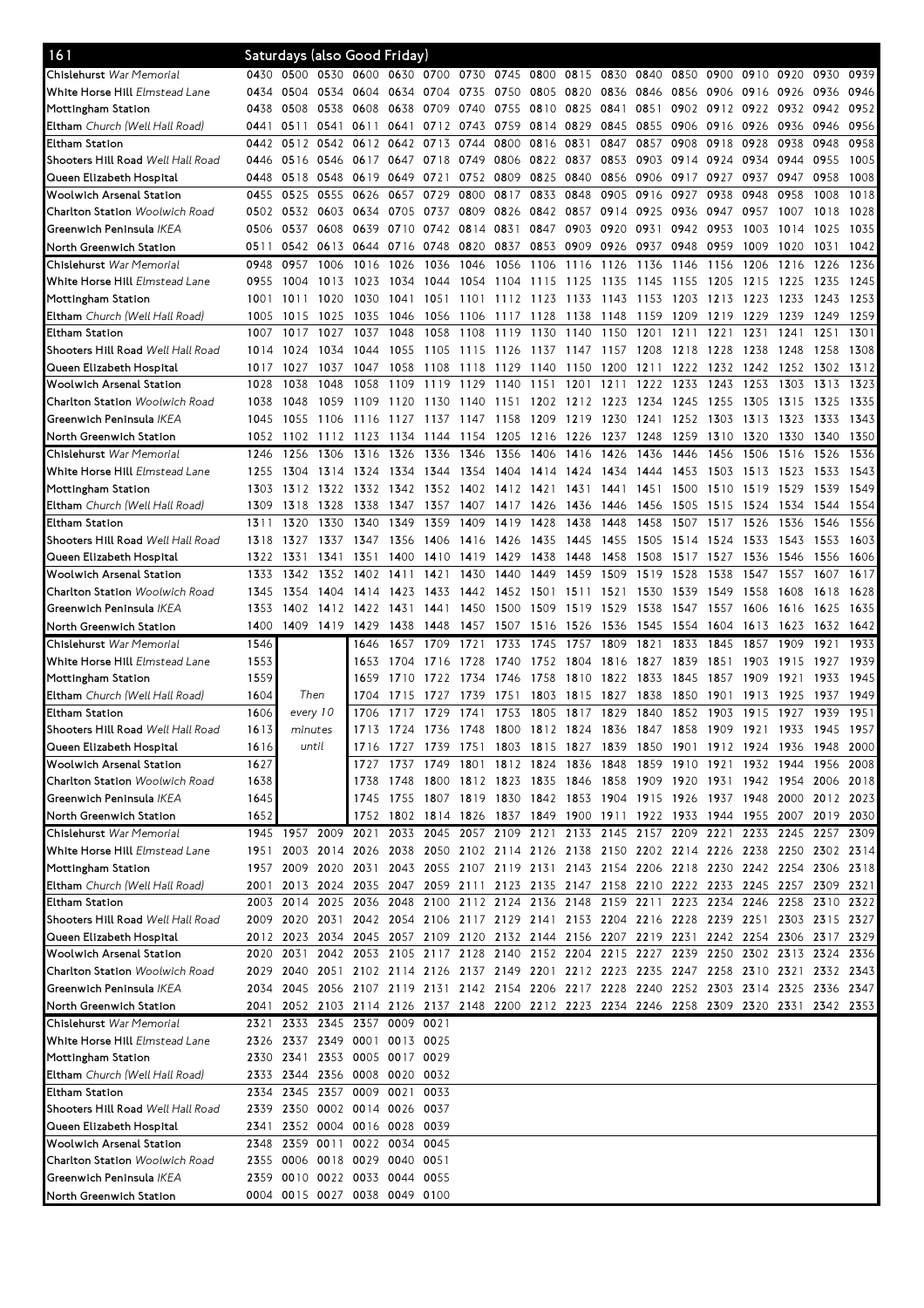## 161 Saturdays (also Good Friday)

| Stop | | | | | | | | | | | | | | | | | | |
|---|---|---|---|---|---|---|---|---|---|---|---|---|---|---|---|---|---|---|
| **Chislehurst** *War Memorial* | 0430 | 0500 | 0530 | 0600 | 0630 | 0700 | 0730 | 0745 | 0800 | 0815 | 0830 | 0840 | 0850 | 0900 | 0910 | 0920 | 0930 | 0939 |
| **White Horse Hill** *Elmstead Lane* | 0434 | 0504 | 0534 | 0604 | 0634 | 0704 | 0735 | 0750 | 0805 | 0820 | 0836 | 0846 | 0856 | 0906 | 0916 | 0926 | 0936 | 0946 |
| **Mottingham Station** | 0438 | 0508 | 0538 | 0608 | 0638 | 0709 | 0740 | 0755 | 0810 | 0825 | 0841 | 0851 | 0902 | 0912 | 0922 | 0932 | 0942 | 0952 |
| **Eltham** *Church (Well Hall Road)* | 0441 | 0511 | 0541 | 0611 | 0641 | 0712 | 0743 | 0759 | 0814 | 0829 | 0845 | 0855 | 0906 | 0916 | 0926 | 0936 | 0946 | 0956 |
| **Eltham Station** | 0442 | 0512 | 0542 | 0612 | 0642 | 0713 | 0744 | 0800 | 0816 | 0831 | 0847 | 0857 | 0908 | 0918 | 0928 | 0938 | 0948 | 0958 |
| **Shooters Hill Road** *Well Hall Road* | 0446 | 0516 | 0546 | 0617 | 0647 | 0718 | 0749 | 0806 | 0822 | 0837 | 0853 | 0903 | 0914 | 0924 | 0934 | 0944 | 0955 | 1005 |
| **Queen Elizabeth Hospital** | 0448 | 0518 | 0548 | 0619 | 0649 | 0721 | 0752 | 0809 | 0825 | 0840 | 0856 | 0906 | 0917 | 0927 | 0937 | 0947 | 0958 | 1008 |
| **Woolwich Arsenal Station** | 0455 | 0525 | 0555 | 0626 | 0657 | 0729 | 0800 | 0817 | 0833 | 0848 | 0905 | 0916 | 0927 | 0938 | 0948 | 0958 | 1008 | 1018 |
| **Charlton Station** *Woolwich Road* | 0502 | 0532 | 0603 | 0634 | 0705 | 0737 | 0809 | 0826 | 0842 | 0857 | 0914 | 0925 | 0936 | 0947 | 0957 | 1007 | 1018 | 1028 |
| **Greenwich Peninsula** *IKEA* | 0506 | 0537 | 0608 | 0639 | 0710 | 0742 | 0814 | 0831 | 0847 | 0903 | 0920 | 0931 | 0942 | 0953 | 1003 | 1014 | 1025 | 1035 |
| **North Greenwich Station** | 0511 | 0542 | 0613 | 0644 | 0716 | 0748 | 0820 | 0837 | 0853 | 0909 | 0926 | 0937 | 0948 | 0959 | 1009 | 1020 | 1031 | 1042 |
| **Chislehurst** *War Memorial* | 0948 | 0957 | 1006 | 1016 | 1026 | 1036 | 1046 | 1056 | 1106 | 1116 | 1126 | 1136 | 1146 | 1156 | 1206 | 1216 | 1226 | 1236 |
| **White Horse Hill** *Elmstead Lane* | 0955 | 1004 | 1013 | 1023 | 1034 | 1044 | 1054 | 1104 | 1115 | 1125 | 1135 | 1145 | 1155 | 1205 | 1215 | 1225 | 1235 | 1245 |
| **Mottingham Station** | 1001 | 1011 | 1020 | 1030 | 1041 | 1051 | 1101 | 1112 | 1123 | 1133 | 1143 | 1153 | 1203 | 1213 | 1223 | 1233 | 1243 | 1253 |
| **Eltham** *Church (Well Hall Road)* | 1005 | 1015 | 1025 | 1035 | 1046 | 1056 | 1106 | 1117 | 1128 | 1138 | 1148 | 1159 | 1209 | 1219 | 1229 | 1239 | 1249 | 1259 |
| **Eltham Station** | 1007 | 1017 | 1027 | 1037 | 1048 | 1058 | 1108 | 1119 | 1130 | 1140 | 1150 | 1201 | 1211 | 1221 | 1231 | 1241 | 1251 | 1301 |
| **Shooters Hill Road** *Well Hall Road* | 1014 | 1024 | 1034 | 1044 | 1055 | 1105 | 1115 | 1126 | 1137 | 1147 | 1157 | 1208 | 1218 | 1228 | 1238 | 1248 | 1258 | 1308 |
| **Queen Elizabeth Hospital** | 1017 | 1027 | 1037 | 1047 | 1058 | 1108 | 1118 | 1129 | 1140 | 1150 | 1200 | 1211 | 1222 | 1232 | 1242 | 1252 | 1302 | 1312 |
| **Woolwich Arsenal Station** | 1028 | 1038 | 1048 | 1058 | 1109 | 1119 | 1129 | 1140 | 1151 | 1201 | 1211 | 1222 | 1233 | 1243 | 1253 | 1303 | 1313 | 1323 |
| **Charlton Station** *Woolwich Road* | 1038 | 1048 | 1059 | 1109 | 1120 | 1130 | 1140 | 1151 | 1202 | 1212 | 1223 | 1234 | 1245 | 1255 | 1305 | 1315 | 1325 | 1335 |
| **Greenwich Peninsula** *IKEA* | 1045 | 1055 | 1106 | 1116 | 1127 | 1137 | 1147 | 1158 | 1209 | 1219 | 1230 | 1241 | 1252 | 1303 | 1313 | 1323 | 1333 | 1343 |
| **North Greenwich Station** | 1052 | 1102 | 1112 | 1123 | 1134 | 1144 | 1154 | 1205 | 1216 | 1226 | 1237 | 1248 | 1259 | 1310 | 1320 | 1330 | 1340 | 1350 |
| **Chislehurst** *War Memorial* | 1246 | 1256 | 1306 | 1316 | 1326 | 1336 | 1346 | 1356 | 1406 | 1416 | 1426 | 1436 | 1446 | 1456 | 1506 | 1516 | 1526 | 1536 |
| **White Horse Hill** *Elmstead Lane* | 1255 | 1304 | 1314 | 1324 | 1334 | 1344 | 1354 | 1404 | 1414 | 1424 | 1434 | 1444 | 1453 | 1503 | 1513 | 1523 | 1533 | 1543 |
| **Mottingham Station** | 1303 | 1312 | 1322 | 1332 | 1342 | 1352 | 1402 | 1412 | 1421 | 1431 | 1441 | 1451 | 1500 | 1510 | 1519 | 1529 | 1539 | 1549 |
| **Eltham** *Church (Well Hall Road)* | 1309 | 1318 | 1328 | 1338 | 1347 | 1357 | 1407 | 1417 | 1426 | 1436 | 1446 | 1456 | 1505 | 1515 | 1524 | 1534 | 1544 | 1554 |
| **Eltham Station** | 1311 | 1320 | 1330 | 1340 | 1349 | 1359 | 1409 | 1419 | 1428 | 1438 | 1448 | 1458 | 1507 | 1517 | 1526 | 1536 | 1546 | 1556 |
| **Shooters Hill Road** *Well Hall Road* | 1318 | 1327 | 1337 | 1347 | 1356 | 1406 | 1416 | 1426 | 1435 | 1445 | 1455 | 1505 | 1514 | 1524 | 1533 | 1543 | 1553 | 1603 |
| **Queen Elizabeth Hospital** | 1322 | 1331 | 1341 | 1351 | 1400 | 1410 | 1419 | 1429 | 1438 | 1448 | 1458 | 1508 | 1517 | 1527 | 1536 | 1546 | 1556 | 1606 |
| **Woolwich Arsenal Station** | 1333 | 1342 | 1352 | 1402 | 1411 | 1421 | 1430 | 1440 | 1449 | 1459 | 1509 | 1519 | 1528 | 1538 | 1547 | 1557 | 1607 | 1617 |
| **Charlton Station** *Woolwich Road* | 1345 | 1354 | 1404 | 1414 | 1423 | 1433 | 1442 | 1452 | 1501 | 1511 | 1521 | 1530 | 1539 | 1549 | 1558 | 1608 | 1618 | 1628 |
| **Greenwich Peninsula** *IKEA* | 1353 | 1402 | 1412 | 1422 | 1431 | 1441 | 1450 | 1500 | 1509 | 1519 | 1529 | 1538 | 1547 | 1557 | 1606 | 1616 | 1625 | 1635 |
| **North Greenwich Station** | 1400 | 1409 | 1419 | 1429 | 1438 | 1448 | 1457 | 1507 | 1516 | 1526 | 1536 | 1545 | 1554 | 1604 | 1613 | 1623 | 1632 | 1642 |
| **Chislehurst** *War Memorial* | 1546 | Then every 10 minutes until | | 1646 | 1657 | 1709 | 1721 | 1733 | 1745 | 1757 | 1809 | 1821 | 1833 | 1845 | 1857 | 1909 | 1921 | 1933 |
| **White Horse Hill** *Elmstead Lane* | 1553 | | | 1653 | 1704 | 1716 | 1728 | 1740 | 1752 | 1804 | 1816 | 1827 | 1839 | 1851 | 1903 | 1915 | 1927 | 1939 |
| **Mottingham Station** | 1559 | | | 1659 | 1710 | 1722 | 1734 | 1746 | 1758 | 1810 | 1822 | 1833 | 1845 | 1857 | 1909 | 1921 | 1933 | 1945 |
| **Eltham** *Church (Well Hall Road)* | 1604 | | | 1704 | 1715 | 1727 | 1739 | 1751 | 1803 | 1815 | 1827 | 1838 | 1850 | 1901 | 1913 | 1925 | 1937 | 1949 |
| **Eltham Station** | 1606 | | | 1706 | 1717 | 1729 | 1741 | 1753 | 1805 | 1817 | 1829 | 1840 | 1852 | 1903 | 1915 | 1927 | 1939 | 1951 |
| **Shooters Hill Road** *Well Hall Road* | 1613 | | | 1713 | 1724 | 1736 | 1748 | 1800 | 1812 | 1824 | 1836 | 1847 | 1858 | 1909 | 1921 | 1933 | 1945 | 1957 |
| **Queen Elizabeth Hospital** | 1616 | | | 1716 | 1727 | 1739 | 1751 | 1803 | 1815 | 1827 | 1839 | 1850 | 1901 | 1912 | 1924 | 1936 | 1948 | 2000 |
| **Woolwich Arsenal Station** | 1627 | | | 1727 | 1737 | 1749 | 1801 | 1812 | 1824 | 1836 | 1848 | 1859 | 1910 | 1921 | 1932 | 1944 | 1956 | 2008 |
| **Charlton Station** *Woolwich Road* | 1638 | | | 1738 | 1748 | 1800 | 1812 | 1823 | 1835 | 1846 | 1858 | 1909 | 1920 | 1931 | 1942 | 1954 | 2006 | 2018 |
| **Greenwich Peninsula** *IKEA* | 1645 | | | 1745 | 1755 | 1807 | 1819 | 1830 | 1842 | 1853 | 1904 | 1915 | 1926 | 1937 | 1948 | 2000 | 2012 | 2023 |
| **North Greenwich Station** | 1652 | | | 1752 | 1802 | 1814 | 1826 | 1837 | 1849 | 1900 | 1911 | 1922 | 1933 | 1944 | 1955 | 2007 | 2019 | 2030 |
| **Chislehurst** *War Memorial* | 1945 | 1957 | 2009 | 2021 | 2033 | 2045 | 2057 | 2109 | 2121 | 2133 | 2145 | 2157 | 2209 | 2221 | 2233 | 2245 | 2257 | 2309 |
| **White Horse Hill** *Elmstead Lane* | 1951 | 2003 | 2014 | 2026 | 2038 | 2050 | 2102 | 2114 | 2126 | 2138 | 2150 | 2202 | 2214 | 2226 | 2238 | 2250 | 2302 | 2314 |
| **Mottingham Station** | 1957 | 2009 | 2020 | 2031 | 2043 | 2055 | 2107 | 2119 | 2131 | 2143 | 2154 | 2206 | 2218 | 2230 | 2242 | 2254 | 2306 | 2318 |
| **Eltham** *Church (Well Hall Road)* | 2001 | 2013 | 2024 | 2035 | 2047 | 2059 | 2111 | 2123 | 2135 | 2147 | 2158 | 2210 | 2222 | 2233 | 2245 | 2257 | 2309 | 2321 |
| **Eltham Station** | 2003 | 2014 | 2025 | 2036 | 2048 | 2100 | 2112 | 2124 | 2136 | 2148 | 2159 | 2211 | 2223 | 2234 | 2246 | 2258 | 2310 | 2322 |
| **Shooters Hill Road** *Well Hall Road* | 2009 | 2020 | 2031 | 2042 | 2054 | 2106 | 2117 | 2129 | 2141 | 2153 | 2204 | 2216 | 2228 | 2239 | 2251 | 2303 | 2315 | 2327 |
| **Queen Elizabeth Hospital** | 2012 | 2023 | 2034 | 2045 | 2057 | 2109 | 2120 | 2132 | 2144 | 2156 | 2207 | 2219 | 2231 | 2242 | 2254 | 2306 | 2317 | 2329 |
| **Woolwich Arsenal Station** | 2020 | 2031 | 2042 | 2053 | 2105 | 2117 | 2128 | 2140 | 2152 | 2204 | 2215 | 2227 | 2239 | 2250 | 2302 | 2313 | 2324 | 2336 |
| **Charlton Station** *Woolwich Road* | 2029 | 2040 | 2051 | 2102 | 2114 | 2126 | 2137 | 2149 | 2201 | 2212 | 2223 | 2235 | 2247 | 2258 | 2310 | 2321 | 2332 | 2343 |
| **Greenwich Peninsula** *IKEA* | 2034 | 2045 | 2056 | 2107 | 2119 | 2131 | 2142 | 2154 | 2206 | 2217 | 2228 | 2240 | 2252 | 2303 | 2314 | 2325 | 2336 | 2347 |
| **North Greenwich Station** | 2041 | 2052 | 2103 | 2114 | 2126 | 2137 | 2148 | 2200 | 2212 | 2223 | 2234 | 2246 | 2258 | 2309 | 2320 | 2331 | 2342 | 2353 |
| **Chislehurst** *War Memorial* | 2321 | 2333 | 2345 | 2357 | 0009 | 0021 | | | | | | | | | | | | |
| **White Horse Hill** *Elmstead Lane* | 2326 | 2337 | 2349 | 0001 | 0013 | 0025 | | | | | | | | | | | | |
| **Mottingham Station** | 2330 | 2341 | 2353 | 0005 | 0017 | 0029 | | | | | | | | | | | | |
| **Eltham** *Church (Well Hall Road)* | 2333 | 2344 | 2356 | 0008 | 0020 | 0032 | | | | | | | | | | | | |
| **Eltham Station** | 2334 | 2345 | 2357 | 0009 | 0021 | 0033 | | | | | | | | | | | | |
| **Shooters Hill Road** *Well Hall Road* | 2339 | 2350 | 0002 | 0014 | 0026 | 0037 | | | | | | | | | | | | |
| **Queen Elizabeth Hospital** | 2341 | 2352 | 0004 | 0016 | 0028 | 0039 | | | | | | | | | | | | |
| **Woolwich Arsenal Station** | 2348 | 2359 | 0011 | 0022 | 0034 | 0045 | | | | | | | | | | | | |
| **Charlton Station** *Woolwich Road* | 2355 | 0006 | 0018 | 0029 | 0040 | 0051 | | | | | | | | | | | | |
| **Greenwich Peninsula** *IKEA* | 2359 | 0010 | 0022 | 0033 | 0044 | 0055 | | | | | | | | | | | | |
| **North Greenwich Station** | 0004 | 0015 | 0027 | 0038 | 0049 | 0100 | | | | | | | | | | | | |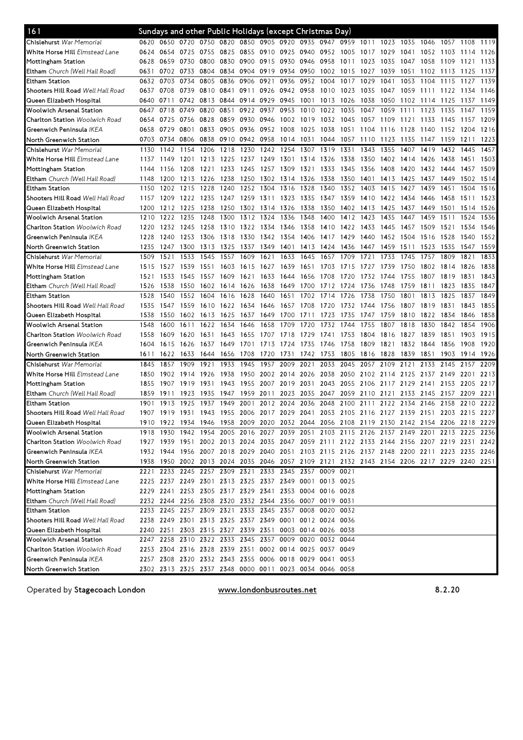## 161 — Sundays and other Public Holidays (except Christmas Day)

| Stop | | | | | | | | | | | | | | | | | | |
|---|---|---|---|---|---|---|---|---|---|---|---|---|---|---|---|---|---|---|
| **Chislehurst** *War Memorial* | 0620 | 0650 | 0720 | 0750 | 0820 | 0850 | 0905 | 0920 | 0935 | 0947 | 0959 | 1011 | 1023 | 1035 | 1046 | 1057 | 1108 | 1119 |
| **White Horse Hill** *Elmstead Lane* | 0624 | 0654 | 0725 | 0755 | 0825 | 0855 | 0910 | 0925 | 0940 | 0952 | 1005 | 1017 | 1029 | 1041 | 1052 | 1103 | 1114 | 1126 |
| **Mottingham Station** | 0628 | 0659 | 0730 | 0800 | 0830 | 0900 | 0915 | 0930 | 0946 | 0958 | 1011 | 1023 | 1035 | 1047 | 1058 | 1109 | 1121 | 1133 |
| **Eltham** *Church (Well Hall Road)* | 0631 | 0702 | 0733 | 0804 | 0834 | 0904 | 0919 | 0934 | 0950 | 1002 | 1015 | 1027 | 1039 | 1051 | 1102 | 1113 | 1125 | 1137 |
| **Eltham Station** | 0632 | 0703 | 0734 | 0805 | 0836 | 0906 | 0921 | 0936 | 0952 | 1004 | 1017 | 1029 | 1041 | 1053 | 1104 | 1115 | 1127 | 1139 |
| **Shooters Hill Road** *Well Hall Road* | 0637 | 0708 | 0739 | 0810 | 0841 | 0911 | 0926 | 0942 | 0958 | 1010 | 1023 | 1035 | 1047 | 1059 | 1111 | 1122 | 1134 | 1146 |
| **Queen Elizabeth Hospital** | 0640 | 0711 | 0742 | 0813 | 0844 | 0914 | 0929 | 0945 | 1001 | 1013 | 1026 | 1038 | 1050 | 1102 | 1114 | 1125 | 1137 | 1149 |
| **Woolwich Arsenal Station** | 0647 | 0718 | 0749 | 0820 | 0851 | 0922 | 0937 | 0953 | 1010 | 1022 | 1035 | 1047 | 1059 | 1111 | 1123 | 1135 | 1147 | 1159 |
| **Charlton Station** *Woolwich Road* | 0654 | 0725 | 0756 | 0828 | 0859 | 0930 | 0946 | 1002 | 1019 | 1032 | 1045 | 1057 | 1109 | 1121 | 1133 | 1145 | 1157 | 1209 |
| **Greenwich Peninsula** *IKEA* | 0658 | 0729 | 0801 | 0833 | 0905 | 0936 | 0952 | 1008 | 1025 | 1038 | 1051 | 1104 | 1116 | 1128 | 1140 | 1152 | 1204 | 1216 |
| **North Greenwich Station** | 0703 | 0734 | 0806 | 0838 | 0910 | 0942 | 0958 | 1014 | 1031 | 1044 | 1057 | 1110 | 1123 | 1135 | 1147 | 1159 | 1211 | 1223 |
| **Chislehurst** *War Memorial* | 1130 | 1142 | 1154 | 1206 | 1218 | 1230 | 1242 | 1254 | 1307 | 1319 | 1331 | 1343 | 1355 | 1407 | 1419 | 1432 | 1445 | 1457 |
| **White Horse Hill** *Elmstead Lane* | 1137 | 1149 | 1201 | 1213 | 1225 | 1237 | 1249 | 1301 | 1314 | 1326 | 1338 | 1350 | 1402 | 1414 | 1426 | 1438 | 1451 | 1503 |
| **Mottingham Station** | 1144 | 1156 | 1208 | 1221 | 1233 | 1245 | 1257 | 1309 | 1321 | 1333 | 1345 | 1356 | 1408 | 1420 | 1432 | 1444 | 1457 | 1509 |
| **Eltham** *Church (Well Hall Road)* | 1148 | 1200 | 1213 | 1226 | 1238 | 1250 | 1302 | 1314 | 1326 | 1338 | 1350 | 1401 | 1413 | 1425 | 1437 | 1449 | 1502 | 1514 |
| **Eltham Station** | 1150 | 1202 | 1215 | 1228 | 1240 | 1252 | 1304 | 1316 | 1328 | 1340 | 1352 | 1403 | 1415 | 1427 | 1439 | 1451 | 1504 | 1516 |
| **Shooters Hill Road** *Well Hall Road* | 1157 | 1209 | 1222 | 1235 | 1247 | 1259 | 1311 | 1323 | 1335 | 1347 | 1359 | 1410 | 1422 | 1434 | 1446 | 1458 | 1511 | 1523 |
| **Queen Elizabeth Hospital** | 1200 | 1212 | 1225 | 1238 | 1250 | 1302 | 1314 | 1326 | 1338 | 1350 | 1402 | 1413 | 1425 | 1437 | 1449 | 1501 | 1514 | 1526 |
| **Woolwich Arsenal Station** | 1210 | 1222 | 1235 | 1248 | 1300 | 1312 | 1324 | 1336 | 1348 | 1400 | 1412 | 1423 | 1435 | 1447 | 1459 | 1511 | 1524 | 1536 |
| **Charlton Station** *Woolwich Road* | 1220 | 1232 | 1245 | 1258 | 1310 | 1322 | 1334 | 1346 | 1358 | 1410 | 1422 | 1433 | 1445 | 1457 | 1509 | 1521 | 1534 | 1546 |
| **Greenwich Peninsula** *IKEA* | 1228 | 1240 | 1253 | 1306 | 1318 | 1330 | 1342 | 1354 | 1406 | 1417 | 1429 | 1440 | 1452 | 1504 | 1516 | 1528 | 1540 | 1552 |
| **North Greenwich Station** | 1235 | 1247 | 1300 | 1313 | 1325 | 1337 | 1349 | 1401 | 1413 | 1424 | 1436 | 1447 | 1459 | 1511 | 1523 | 1535 | 1547 | 1559 |
| **Chislehurst** *War Memorial* | 1509 | 1521 | 1533 | 1545 | 1557 | 1609 | 1621 | 1633 | 1645 | 1657 | 1709 | 1721 | 1733 | 1745 | 1757 | 1809 | 1821 | 1833 |
| **White Horse Hill** *Elmstead Lane* | 1515 | 1527 | 1539 | 1551 | 1603 | 1615 | 1627 | 1639 | 1651 | 1703 | 1715 | 1727 | 1739 | 1750 | 1802 | 1814 | 1826 | 1838 |
| **Mottingham Station** | 1521 | 1533 | 1545 | 1557 | 1609 | 1621 | 1633 | 1644 | 1656 | 1708 | 1720 | 1732 | 1744 | 1755 | 1807 | 1819 | 1831 | 1843 |
| **Eltham** *Church (Well Hall Road)* | 1526 | 1538 | 1550 | 1602 | 1614 | 1626 | 1638 | 1649 | 1700 | 1712 | 1724 | 1736 | 1748 | 1759 | 1811 | 1823 | 1835 | 1847 |
| **Eltham Station** | 1528 | 1540 | 1552 | 1604 | 1616 | 1628 | 1640 | 1651 | 1702 | 1714 | 1726 | 1738 | 1750 | 1801 | 1813 | 1825 | 1837 | 1849 |
| **Shooters Hill Road** *Well Hall Road* | 1535 | 1547 | 1559 | 1610 | 1622 | 1634 | 1646 | 1657 | 1708 | 1720 | 1732 | 1744 | 1756 | 1807 | 1819 | 1831 | 1843 | 1855 |
| **Queen Elizabeth Hospital** | 1538 | 1550 | 1602 | 1613 | 1625 | 1637 | 1649 | 1700 | 1711 | 1723 | 1735 | 1747 | 1759 | 1810 | 1822 | 1834 | 1846 | 1858 |
| **Woolwich Arsenal Station** | 1548 | 1600 | 1611 | 1622 | 1634 | 1646 | 1658 | 1709 | 1720 | 1732 | 1744 | 1755 | 1807 | 1818 | 1830 | 1842 | 1854 | 1906 |
| **Charlton Station** *Woolwich Road* | 1558 | 1609 | 1620 | 1631 | 1643 | 1655 | 1707 | 1718 | 1729 | 1741 | 1753 | 1804 | 1816 | 1827 | 1839 | 1851 | 1903 | 1915 |
| **Greenwich Peninsula** *IKEA* | 1604 | 1615 | 1626 | 1637 | 1649 | 1701 | 1713 | 1724 | 1735 | 1746 | 1758 | 1809 | 1821 | 1832 | 1844 | 1856 | 1908 | 1920 |
| **North Greenwich Station** | 1611 | 1622 | 1633 | 1644 | 1656 | 1708 | 1720 | 1731 | 1742 | 1753 | 1805 | 1816 | 1828 | 1839 | 1851 | 1903 | 1914 | 1926 |
| **Chislehurst** *War Memorial* | 1845 | 1857 | 1909 | 1921 | 1933 | 1945 | 1957 | 2009 | 2021 | 2033 | 2045 | 2057 | 2109 | 2121 | 2133 | 2145 | 2157 | 2209 |
| **White Horse Hill** *Elmstead Lane* | 1850 | 1902 | 1914 | 1926 | 1938 | 1950 | 2002 | 2014 | 2026 | 2038 | 2050 | 2102 | 2114 | 2125 | 2137 | 2149 | 2201 | 2213 |
| **Mottingham Station** | 1855 | 1907 | 1919 | 1931 | 1943 | 1955 | 2007 | 2019 | 2031 | 2043 | 2055 | 2106 | 2117 | 2129 | 2141 | 2153 | 2205 | 2217 |
| **Eltham** *Church (Well Hall Road)* | 1859 | 1911 | 1923 | 1935 | 1947 | 1959 | 2011 | 2023 | 2035 | 2047 | 2059 | 2110 | 2121 | 2133 | 2145 | 2157 | 2209 | 2221 |
| **Eltham Station** | 1901 | 1913 | 1925 | 1937 | 1949 | 2001 | 2012 | 2024 | 2036 | 2048 | 2100 | 2111 | 2122 | 2134 | 2146 | 2158 | 2210 | 2222 |
| **Shooters Hill Road** *Well Hall Road* | 1907 | 1919 | 1931 | 1943 | 1955 | 2006 | 2017 | 2029 | 2041 | 2053 | 2105 | 2116 | 2127 | 2139 | 2151 | 2203 | 2215 | 2227 |
| **Queen Elizabeth Hospital** | 1910 | 1922 | 1934 | 1946 | 1958 | 2009 | 2020 | 2032 | 2044 | 2056 | 2108 | 2119 | 2130 | 2142 | 2154 | 2206 | 2218 | 2229 |
| **Woolwich Arsenal Station** | 1918 | 1930 | 1942 | 1954 | 2005 | 2016 | 2027 | 2039 | 2051 | 2103 | 2115 | 2126 | 2137 | 2149 | 2201 | 2213 | 2225 | 2236 |
| **Charlton Station** *Woolwich Road* | 1927 | 1939 | 1951 | 2002 | 2013 | 2024 | 2035 | 2047 | 2059 | 2111 | 2122 | 2133 | 2144 | 2156 | 2207 | 2219 | 2231 | 2242 |
| **Greenwich Peninsula** *IKEA* | 1932 | 1944 | 1956 | 2007 | 2018 | 2029 | 2040 | 2051 | 2103 | 2115 | 2126 | 2137 | 2148 | 2200 | 2211 | 2223 | 2235 | 2246 |
| **North Greenwich Station** | 1938 | 1950 | 2002 | 2013 | 2024 | 2035 | 2046 | 2057 | 2109 | 2121 | 2132 | 2143 | 2154 | 2206 | 2217 | 2229 | 2240 | 2251 |
| **Chislehurst** *War Memorial* | 2221 | 2233 | 2245 | 2257 | 2309 | 2321 | 2333 | 2345 | 2357 | 0009 | 0021 | | | | | | | |
| **White Horse Hill** *Elmstead Lane* | 2225 | 2237 | 2249 | 2301 | 2313 | 2325 | 2337 | 2349 | 0001 | 0013 | 0025 | | | | | | | |
| **Mottingham Station** | 2229 | 2241 | 2253 | 2305 | 2317 | 2329 | 2341 | 2353 | 0004 | 0016 | 0028 | | | | | | | |
| **Eltham** *Church (Well Hall Road)* | 2232 | 2244 | 2256 | 2308 | 2320 | 2332 | 2344 | 2356 | 0007 | 0019 | 0031 | | | | | | | |
| **Eltham Station** | 2233 | 2245 | 2257 | 2309 | 2321 | 2333 | 2345 | 2357 | 0008 | 0020 | 0032 | | | | | | | |
| **Shooters Hill Road** *Well Hall Road* | 2238 | 2249 | 2301 | 2313 | 2325 | 2337 | 2349 | 0001 | 0012 | 0024 | 0036 | | | | | | | |
| **Queen Elizabeth Hospital** | 2240 | 2251 | 2303 | 2315 | 2327 | 2339 | 2351 | 0003 | 0014 | 0026 | 0038 | | | | | | | |
| **Woolwich Arsenal Station** | 2247 | 2258 | 2310 | 2322 | 2333 | 2345 | 2357 | 0009 | 0020 | 0032 | 0044 | | | | | | | |
| **Charlton Station** *Woolwich Road* | 2253 | 2304 | 2316 | 2328 | 2339 | 2351 | 0002 | 0014 | 0025 | 0037 | 0049 | | | | | | | |
| **Greenwich Peninsula** *IKEA* | 2257 | 2308 | 2320 | 2332 | 2343 | 2355 | 0006 | 0018 | 0029 | 0041 | 0053 | | | | | | | |
| **North Greenwich Station** | 2302 | 2313 | 2325 | 2337 | 2348 | 0000 | 0011 | 0023 | 0034 | 0046 | 0058 | | | | | | | |

Operated by **Stagecoach London** www.londonbusroutes.net 8.2.20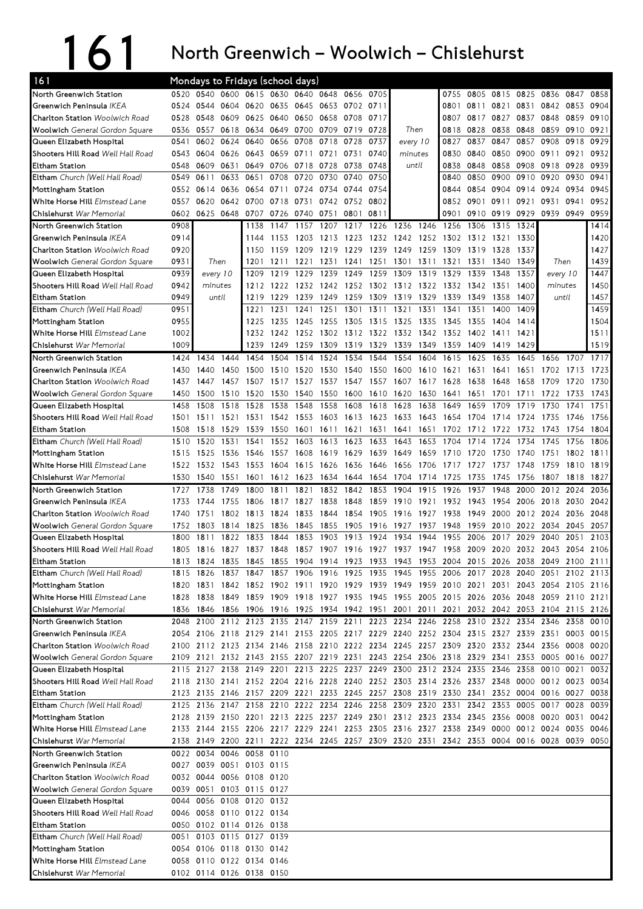# 161 North Greenwich – Woolwich – Chislehurst

## Mondays to Fridays (school days)

| 161 | | | | | | | | | | | | | | | | | |
|---|---|---|---|---|---|---|---|---|---|---|---|---|---|---|---|---|---|
| North Greenwich Station | 0520 | 0540 | 0600 | 0615 | 0630 | 0640 | 0648 | 0656 | 0705 | | | 0755 | 0805 | 0815 | 0825 | 0836 | 0847 | 0858 |
| Greenwich Peninsula *IKEA* | 0524 | 0544 | 0604 | 0620 | 0635 | 0645 | 0653 | 0702 | 0711 | | | 0801 | 0811 | 0821 | 0831 | 0842 | 0853 | 0904 |
| Charlton Station *Woolwich Road* | 0528 | 0548 | 0609 | 0625 | 0640 | 0650 | 0658 | 0708 | 0717 | | | 0807 | 0817 | 0827 | 0837 | 0848 | 0859 | 0910 |
| Woolwich *General Gordon Square* | 0536 | 0557 | 0618 | 0634 | 0649 | 0700 | 0709 | 0719 | 0728 | Then | | 0818 | 0828 | 0838 | 0848 | 0859 | 0910 | 0921 |
| Queen Elizabeth Hospital | 0541 | 0602 | 0624 | 0640 | 0656 | 0708 | 0718 | 0728 | 0737 | every 10 | | 0827 | 0837 | 0847 | 0857 | 0908 | 0918 | 0929 |
| Shooters Hill Road *Well Hall Road* | 0543 | 0604 | 0626 | 0643 | 0659 | 0711 | 0721 | 0731 | 0740 | minutes | | 0830 | 0840 | 0850 | 0900 | 0911 | 0921 | 0932 |
| Eltham Station | 0548 | 0609 | 0631 | 0649 | 0706 | 0718 | 0728 | 0738 | 0748 | until | | 0838 | 0848 | 0858 | 0908 | 0918 | 0928 | 0939 |
| Eltham *Church (Well Hall Road)* | 0549 | 0611 | 0633 | 0651 | 0708 | 0720 | 0730 | 0740 | 0750 | | | 0840 | 0850 | 0900 | 0910 | 0920 | 0930 | 0941 |
| Mottingham Station | 0552 | 0614 | 0636 | 0654 | 0711 | 0724 | 0734 | 0744 | 0754 | | | 0844 | 0854 | 0904 | 0914 | 0924 | 0934 | 0945 |
| White Horse Hill *Elmstead Lane* | 0557 | 0620 | 0642 | 0700 | 0718 | 0731 | 0742 | 0752 | 0802 | | | 0852 | 0901 | 0911 | 0921 | 0931 | 0941 | 0952 |
| Chislehurst *War Memorial* | 0602 | 0625 | 0648 | 0707 | 0726 | 0740 | 0751 | 0801 | 0811 | | | 0901 | 0910 | 0919 | 0929 | 0939 | 0949 | 0959 |
| North Greenwich Station | 0908 | | | 1138 | 1147 | 1157 | 1207 | 1217 | 1226 | 1236 | 1246 | 1256 | 1306 | 1315 | 1324 | | | 1414 |
| Greenwich Peninsula *IKEA* | 0914 | | | 1144 | 1153 | 1203 | 1213 | 1223 | 1232 | 1242 | 1252 | 1302 | 1312 | 1321 | 1330 | | | 1420 |
| Charlton Station *Woolwich Road* | 0920 | | | 1150 | 1159 | 1209 | 1219 | 1229 | 1239 | 1249 | 1259 | 1309 | 1319 | 1328 | 1337 | | | 1427 |
| Woolwich *General Gordon Square* | 0931 | Then | | 1201 | 1211 | 1221 | 1231 | 1241 | 1251 | 1301 | 1311 | 1321 | 1331 | 1340 | 1349 | Then | | 1439 |
| Queen Elizabeth Hospital | 0939 | every 10 | | 1209 | 1219 | 1229 | 1239 | 1249 | 1259 | 1309 | 1319 | 1329 | 1339 | 1348 | 1357 | every 10 | | 1447 |
| Shooters Hill Road *Well Hall Road* | 0942 | minutes | | 1212 | 1222 | 1232 | 1242 | 1252 | 1302 | 1312 | 1322 | 1332 | 1342 | 1351 | 1400 | minutes | | 1450 |
| Eltham Station | 0949 | until | | 1219 | 1229 | 1239 | 1249 | 1259 | 1309 | 1319 | 1329 | 1339 | 1349 | 1358 | 1407 | until | | 1457 |
| Eltham *Church (Well Hall Road)* | 0951 | | | 1221 | 1231 | 1241 | 1251 | 1301 | 1311 | 1321 | 1331 | 1341 | 1351 | 1400 | 1409 | | | 1459 |
| Mottingham Station | 0955 | | | 1225 | 1235 | 1245 | 1255 | 1305 | 1315 | 1325 | 1335 | 1345 | 1355 | 1404 | 1414 | | | 1504 |
| White Horse Hill *Elmstead Lane* | 1002 | | | 1232 | 1242 | 1252 | 1302 | 1312 | 1322 | 1332 | 1342 | 1352 | 1402 | 1411 | 1421 | | | 1511 |
| Chislehurst *War Memorial* | 1009 | | | 1239 | 1249 | 1259 | 1309 | 1319 | 1329 | 1339 | 1349 | 1359 | 1409 | 1419 | 1429 | | | 1519 |
| North Greenwich Station | 1424 | 1434 | 1444 | 1454 | 1504 | 1514 | 1524 | 1534 | 1544 | 1554 | 1604 | 1615 | 1625 | 1635 | 1645 | 1656 | 1707 | 1717 |
| Greenwich Peninsula *IKEA* | 1430 | 1440 | 1450 | 1500 | 1510 | 1520 | 1530 | 1540 | 1550 | 1600 | 1610 | 1621 | 1631 | 1641 | 1651 | 1702 | 1713 | 1723 |
| Charlton Station *Woolwich Road* | 1437 | 1447 | 1457 | 1507 | 1517 | 1527 | 1537 | 1547 | 1557 | 1607 | 1617 | 1628 | 1638 | 1648 | 1658 | 1709 | 1720 | 1730 |
| Woolwich *General Gordon Square* | 1450 | 1500 | 1510 | 1520 | 1530 | 1540 | 1550 | 1600 | 1610 | 1620 | 1630 | 1641 | 1651 | 1701 | 1711 | 1722 | 1733 | 1743 |
| Queen Elizabeth Hospital | 1458 | 1508 | 1518 | 1528 | 1538 | 1548 | 1558 | 1608 | 1618 | 1628 | 1638 | 1649 | 1659 | 1709 | 1719 | 1730 | 1741 | 1751 |
| Shooters Hill Road *Well Hall Road* | 1501 | 1511 | 1521 | 1531 | 1542 | 1553 | 1603 | 1613 | 1623 | 1633 | 1643 | 1654 | 1704 | 1714 | 1724 | 1735 | 1746 | 1756 |
| Eltham Station | 1508 | 1518 | 1529 | 1539 | 1550 | 1601 | 1611 | 1621 | 1631 | 1641 | 1651 | 1702 | 1712 | 1722 | 1732 | 1743 | 1754 | 1804 |
| Eltham *Church (Well Hall Road)* | 1510 | 1520 | 1531 | 1541 | 1552 | 1603 | 1613 | 1623 | 1633 | 1643 | 1653 | 1704 | 1714 | 1724 | 1734 | 1745 | 1756 | 1806 |
| Mottingham Station | 1515 | 1525 | 1536 | 1546 | 1557 | 1608 | 1619 | 1629 | 1639 | 1649 | 1659 | 1710 | 1720 | 1730 | 1740 | 1751 | 1802 | 1811 |
| White Horse Hill *Elmstead Lane* | 1522 | 1532 | 1543 | 1553 | 1604 | 1615 | 1626 | 1636 | 1646 | 1656 | 1706 | 1717 | 1727 | 1737 | 1748 | 1759 | 1810 | 1819 |
| Chislehurst *War Memorial* | 1530 | 1540 | 1551 | 1601 | 1612 | 1623 | 1634 | 1644 | 1654 | 1704 | 1714 | 1725 | 1735 | 1745 | 1756 | 1807 | 1818 | 1827 |
| North Greenwich Station | 1727 | 1738 | 1749 | 1800 | 1811 | 1821 | 1832 | 1842 | 1853 | 1904 | 1915 | 1926 | 1937 | 1948 | 2000 | 2012 | 2024 | 2036 |
| Greenwich Peninsula *IKEA* | 1733 | 1744 | 1755 | 1806 | 1817 | 1827 | 1838 | 1848 | 1859 | 1910 | 1921 | 1932 | 1943 | 1954 | 2006 | 2018 | 2030 | 2042 |
| Charlton Station *Woolwich Road* | 1740 | 1751 | 1802 | 1813 | 1824 | 1833 | 1844 | 1854 | 1905 | 1916 | 1927 | 1938 | 1949 | 2000 | 2012 | 2024 | 2036 | 2048 |
| Woolwich *General Gordon Square* | 1752 | 1803 | 1814 | 1825 | 1836 | 1845 | 1855 | 1905 | 1916 | 1927 | 1937 | 1948 | 1959 | 2010 | 2022 | 2034 | 2045 | 2057 |
| Queen Elizabeth Hospital | 1800 | 1811 | 1822 | 1833 | 1844 | 1853 | 1903 | 1913 | 1924 | 1934 | 1944 | 1955 | 2006 | 2017 | 2029 | 2040 | 2051 | 2103 |
| Shooters Hill Road *Well Hall Road* | 1805 | 1816 | 1827 | 1837 | 1848 | 1857 | 1907 | 1916 | 1927 | 1937 | 1947 | 1958 | 2009 | 2020 | 2032 | 2043 | 2054 | 2106 |
| Eltham Station | 1813 | 1824 | 1835 | 1845 | 1855 | 1904 | 1914 | 1923 | 1933 | 1943 | 1953 | 2004 | 2015 | 2026 | 2038 | 2049 | 2100 | 2111 |
| Eltham *Church (Well Hall Road)* | 1815 | 1826 | 1837 | 1847 | 1857 | 1906 | 1916 | 1925 | 1935 | 1945 | 1955 | 2006 | 2017 | 2028 | 2040 | 2051 | 2102 | 2113 |
| Mottingham Station | 1820 | 1831 | 1842 | 1852 | 1902 | 1911 | 1920 | 1929 | 1939 | 1949 | 1959 | 2010 | 2021 | 2031 | 2043 | 2054 | 2105 | 2116 |
| White Horse Hill *Elmstead Lane* | 1828 | 1838 | 1849 | 1859 | 1909 | 1918 | 1927 | 1935 | 1945 | 1955 | 2005 | 2015 | 2026 | 2036 | 2048 | 2059 | 2110 | 2121 |
| Chislehurst *War Memorial* | 1836 | 1846 | 1856 | 1906 | 1916 | 1925 | 1934 | 1942 | 1951 | 2001 | 2011 | 2021 | 2032 | 2042 | 2053 | 2104 | 2115 | 2126 |
| North Greenwich Station | 2048 | 2100 | 2112 | 2123 | 2135 | 2147 | 2159 | 2211 | 2223 | 2234 | 2246 | 2258 | 2310 | 2322 | 2334 | 2346 | 2358 | 0010 |
| Greenwich Peninsula *IKEA* | 2054 | 2106 | 2118 | 2129 | 2141 | 2153 | 2205 | 2217 | 2229 | 2240 | 2252 | 2304 | 2315 | 2327 | 2339 | 2351 | 0003 | 0015 |
| Charlton Station *Woolwich Road* | 2100 | 2112 | 2123 | 2134 | 2146 | 2158 | 2210 | 2222 | 2234 | 2245 | 2257 | 2309 | 2320 | 2332 | 2344 | 2356 | 0008 | 0020 |
| Woolwich *General Gordon Square* | 2109 | 2121 | 2132 | 2143 | 2155 | 2207 | 2219 | 2231 | 2243 | 2254 | 2306 | 2318 | 2329 | 2341 | 2353 | 0005 | 0016 | 0027 |
| Queen Elizabeth Hospital | 2115 | 2127 | 2138 | 2149 | 2201 | 2213 | 2225 | 2237 | 2249 | 2300 | 2312 | 2324 | 2335 | 2346 | 2358 | 0010 | 0021 | 0032 |
| Shooters Hill Road *Well Hall Road* | 2118 | 2130 | 2141 | 2152 | 2204 | 2216 | 2228 | 2240 | 2252 | 2303 | 2314 | 2326 | 2337 | 2348 | 0000 | 0012 | 0023 | 0034 |
| Eltham Station | 2123 | 2135 | 2146 | 2157 | 2209 | 2221 | 2233 | 2245 | 2257 | 2308 | 2319 | 2330 | 2341 | 2352 | 0004 | 0016 | 0027 | 0038 |
| Eltham *Church (Well Hall Road)* | 2125 | 2136 | 2147 | 2158 | 2210 | 2222 | 2234 | 2246 | 2258 | 2309 | 2320 | 2331 | 2342 | 2353 | 0005 | 0017 | 0028 | 0039 |
| Mottingham Station | 2128 | 2139 | 2150 | 2201 | 2213 | 2225 | 2237 | 2249 | 2301 | 2312 | 2323 | 2334 | 2345 | 2356 | 0008 | 0020 | 0031 | 0042 |
| White Horse Hill *Elmstead Lane* | 2133 | 2144 | 2155 | 2206 | 2217 | 2229 | 2241 | 2253 | 2305 | 2316 | 2327 | 2338 | 2349 | 0000 | 0012 | 0024 | 0035 | 0046 |
| Chislehurst *War Memorial* | 2138 | 2149 | 2200 | 2211 | 2222 | 2234 | 2245 | 2257 | 2309 | 2320 | 2331 | 2342 | 2353 | 0004 | 0016 | 0028 | 0039 | 0050 |
| North Greenwich Station | 0022 | 0034 | 0046 | 0058 | 0110 | | | | | | | | | | | | | |
| Greenwich Peninsula *IKEA* | 0027 | 0039 | 0051 | 0103 | 0115 | | | | | | | | | | | | | |
| Charlton Station *Woolwich Road* | 0032 | 0044 | 0056 | 0108 | 0120 | | | | | | | | | | | | | |
| Woolwich *General Gordon Square* | 0039 | 0051 | 0103 | 0115 | 0127 | | | | | | | | | | | | | |
| Queen Elizabeth Hospital | 0044 | 0056 | 0108 | 0120 | 0132 | | | | | | | | | | | | | |
| Shooters Hill Road *Well Hall Road* | 0046 | 0058 | 0110 | 0122 | 0134 | | | | | | | | | | | | | |
| Eltham Station | 0050 | 0102 | 0114 | 0126 | 0138 | | | | | | | | | | | | | |
| Eltham *Church (Well Hall Road)* | 0051 | 0103 | 0115 | 0127 | 0139 | | | | | | | | | | | | | |
| Mottingham Station | 0054 | 0106 | 0118 | 0130 | 0142 | | | | | | | | | | | | | |
| White Horse Hill *Elmstead Lane* | 0058 | 0110 | 0122 | 0134 | 0146 | | | | | | | | | | | | | |
| Chislehurst *War Memorial* | 0102 | 0114 | 0126 | 0138 | 0150 | | | | | | | | | | | | | |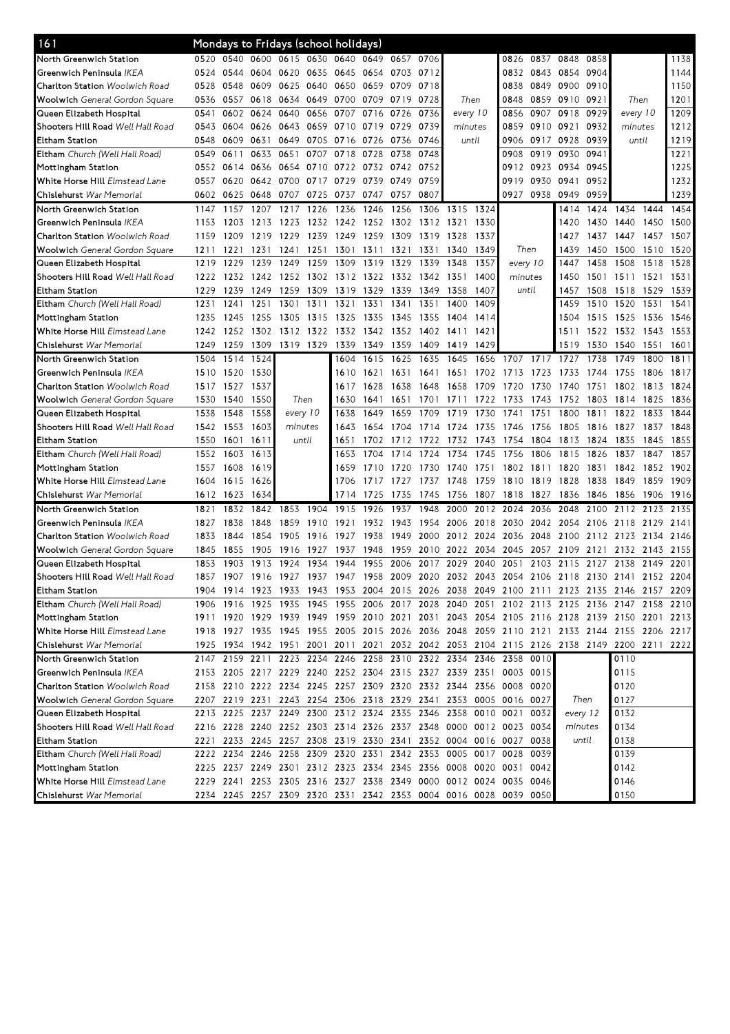## 161 — Mondays to Fridays (school holidays)

| Stop | | | | | | | | | | | | | | | | | | |
|---|---|---|---|---|---|---|---|---|---|---|---|---|---|---|---|---|---|---|
| **North Greenwich Station** | 0520 | 0540 | 0600 | 0615 | 0630 | 0640 | 0649 | 0657 | 0706 | | | 0826 | 0837 | 0848 | 0858 | | | 1138 |
| **Greenwich Peninsula** *IKEA* | 0524 | 0544 | 0604 | 0620 | 0635 | 0645 | 0654 | 0703 | 0712 | | | 0832 | 0843 | 0854 | 0904 | | | 1144 |
| **Charlton Station** *Woolwich Road* | 0528 | 0548 | 0609 | 0625 | 0640 | 0650 | 0659 | 0709 | 0718 | | | 0838 | 0849 | 0900 | 0910 | | | 1150 |
| **Woolwich** *General Gordon Square* | 0536 | 0557 | 0618 | 0634 | 0649 | 0700 | 0709 | 0719 | 0728 | Then | | 0848 | 0859 | 0910 | 0921 | Then | | 1201 |
| **Queen Elizabeth Hospital** | 0541 | 0602 | 0624 | 0640 | 0656 | 0707 | 0716 | 0726 | 0736 | every 10 | | 0856 | 0907 | 0918 | 0929 | every 10 | | 1209 |
| **Shooters Hill Road** *Well Hall Road* | 0543 | 0604 | 0626 | 0643 | 0659 | 0710 | 0719 | 0729 | 0739 | minutes | | 0859 | 0910 | 0921 | 0932 | minutes | | 1212 |
| **Eltham Station** | 0548 | 0609 | 0631 | 0649 | 0705 | 0716 | 0726 | 0736 | 0746 | until | | 0906 | 0917 | 0928 | 0939 | until | | 1219 |
| **Eltham** *Church (Well Hall Road)* | 0549 | 0611 | 0633 | 0651 | 0707 | 0718 | 0728 | 0738 | 0748 | | | 0908 | 0919 | 0930 | 0941 | | | 1221 |
| **Mottingham Station** | 0552 | 0614 | 0636 | 0654 | 0710 | 0722 | 0732 | 0742 | 0752 | | | 0912 | 0923 | 0934 | 0945 | | | 1225 |
| **White Horse Hill** *Elmstead Lane* | 0557 | 0620 | 0642 | 0700 | 0717 | 0729 | 0739 | 0749 | 0759 | | | 0919 | 0930 | 0941 | 0952 | | | 1232 |
| **Chislehurst** *War Memorial* | 0602 | 0625 | 0648 | 0707 | 0725 | 0737 | 0747 | 0757 | 0807 | | | 0927 | 0938 | 0949 | 0959 | | | 1239 |
| **North Greenwich Station** | 1147 | 1157 | 1207 | 1217 | 1226 | 1236 | 1246 | 1256 | 1306 | 1315 | 1324 | | | 1414 | 1424 | 1434 | 1444 | 1454 |
| **Greenwich Peninsula** *IKEA* | 1153 | 1203 | 1213 | 1223 | 1232 | 1242 | 1252 | 1302 | 1312 | 1321 | 1330 | | | 1420 | 1430 | 1440 | 1450 | 1500 |
| **Charlton Station** *Woolwich Road* | 1159 | 1209 | 1219 | 1229 | 1239 | 1249 | 1259 | 1309 | 1319 | 1328 | 1337 | | | 1427 | 1437 | 1447 | 1457 | 1507 |
| **Woolwich** *General Gordon Square* | 1211 | 1221 | 1231 | 1241 | 1251 | 1301 | 1311 | 1321 | 1331 | 1340 | 1349 | Then | | 1439 | 1450 | 1500 | 1510 | 1520 |
| **Queen Elizabeth Hospital** | 1219 | 1229 | 1239 | 1249 | 1259 | 1309 | 1319 | 1329 | 1339 | 1348 | 1357 | every 10 | | 1447 | 1458 | 1508 | 1518 | 1528 |
| **Shooters Hill Road** *Well Hall Road* | 1222 | 1232 | 1242 | 1252 | 1302 | 1312 | 1322 | 1332 | 1342 | 1351 | 1400 | minutes | | 1450 | 1501 | 1511 | 1521 | 1531 |
| **Eltham Station** | 1229 | 1239 | 1249 | 1259 | 1309 | 1319 | 1329 | 1339 | 1349 | 1358 | 1407 | until | | 1457 | 1508 | 1518 | 1529 | 1539 |
| **Eltham** *Church (Well Hall Road)* | 1231 | 1241 | 1251 | 1301 | 1311 | 1321 | 1331 | 1341 | 1351 | 1400 | 1409 | | | 1459 | 1510 | 1520 | 1531 | 1541 |
| **Mottingham Station** | 1235 | 1245 | 1255 | 1305 | 1315 | 1325 | 1335 | 1345 | 1355 | 1404 | 1414 | | | 1504 | 1515 | 1525 | 1536 | 1546 |
| **White Horse Hill** *Elmstead Lane* | 1242 | 1252 | 1302 | 1312 | 1322 | 1332 | 1342 | 1352 | 1402 | 1411 | 1421 | | | 1511 | 1522 | 1532 | 1543 | 1553 |
| **Chislehurst** *War Memorial* | 1249 | 1259 | 1309 | 1319 | 1329 | 1339 | 1349 | 1359 | 1409 | 1419 | 1429 | | | 1519 | 1530 | 1540 | 1551 | 1601 |
| **North Greenwich Station** | 1504 | 1514 | 1524 | | | 1604 | 1615 | 1625 | 1635 | 1645 | 1656 | 1707 | 1717 | 1727 | 1738 | 1749 | 1800 | 1811 |
| **Greenwich Peninsula** *IKEA* | 1510 | 1520 | 1530 | | | 1610 | 1621 | 1631 | 1641 | 1651 | 1702 | 1713 | 1723 | 1733 | 1744 | 1755 | 1806 | 1817 |
| **Charlton Station** *Woolwich Road* | 1517 | 1527 | 1537 | | | 1617 | 1628 | 1638 | 1648 | 1658 | 1709 | 1720 | 1730 | 1740 | 1751 | 1802 | 1813 | 1824 |
| **Woolwich** *General Gordon Square* | 1530 | 1540 | 1550 | Then | | 1630 | 1641 | 1651 | 1701 | 1711 | 1722 | 1733 | 1743 | 1752 | 1803 | 1814 | 1825 | 1836 |
| **Queen Elizabeth Hospital** | 1538 | 1548 | 1558 | every 10 | | 1638 | 1649 | 1659 | 1709 | 1719 | 1730 | 1741 | 1751 | 1800 | 1811 | 1822 | 1833 | 1844 |
| **Shooters Hill Road** *Well Hall Road* | 1542 | 1553 | 1603 | minutes | | 1643 | 1654 | 1704 | 1714 | 1724 | 1735 | 1746 | 1756 | 1805 | 1816 | 1827 | 1837 | 1848 |
| **Eltham Station** | 1550 | 1601 | 1611 | until | | 1651 | 1702 | 1712 | 1722 | 1732 | 1743 | 1754 | 1804 | 1813 | 1824 | 1835 | 1845 | 1855 |
| **Eltham** *Church (Well Hall Road)* | 1552 | 1603 | 1613 | | | 1653 | 1704 | 1714 | 1724 | 1734 | 1745 | 1756 | 1806 | 1815 | 1826 | 1837 | 1847 | 1857 |
| **Mottingham Station** | 1557 | 1608 | 1619 | | | 1659 | 1710 | 1720 | 1730 | 1740 | 1751 | 1802 | 1811 | 1820 | 1831 | 1842 | 1852 | 1902 |
| **White Horse Hill** *Elmstead Lane* | 1604 | 1615 | 1626 | | | 1706 | 1717 | 1727 | 1737 | 1748 | 1759 | 1810 | 1819 | 1828 | 1838 | 1849 | 1859 | 1909 |
| **Chislehurst** *War Memorial* | 1612 | 1623 | 1634 | | | 1714 | 1725 | 1735 | 1745 | 1756 | 1807 | 1818 | 1827 | 1836 | 1846 | 1856 | 1906 | 1916 |
| **North Greenwich Station** | 1821 | 1832 | 1842 | 1853 | 1904 | 1915 | 1926 | 1937 | 1948 | 2000 | 2012 | 2024 | 2036 | 2048 | 2100 | 2112 | 2123 | 2135 |
| **Greenwich Peninsula** *IKEA* | 1827 | 1838 | 1848 | 1859 | 1910 | 1921 | 1932 | 1943 | 1954 | 2006 | 2018 | 2030 | 2042 | 2054 | 2106 | 2118 | 2129 | 2141 |
| **Charlton Station** *Woolwich Road* | 1833 | 1844 | 1854 | 1905 | 1916 | 1927 | 1938 | 1949 | 2000 | 2012 | 2024 | 2036 | 2048 | 2100 | 2112 | 2123 | 2134 | 2146 |
| **Woolwich** *General Gordon Square* | 1845 | 1855 | 1905 | 1916 | 1927 | 1937 | 1948 | 1959 | 2010 | 2022 | 2034 | 2045 | 2057 | 2109 | 2121 | 2132 | 2143 | 2155 |
| **Queen Elizabeth Hospital** | 1853 | 1903 | 1913 | 1924 | 1934 | 1944 | 1955 | 2006 | 2017 | 2029 | 2040 | 2051 | 2103 | 2115 | 2127 | 2138 | 2149 | 2201 |
| **Shooters Hill Road** *Well Hall Road* | 1857 | 1907 | 1916 | 1927 | 1937 | 1947 | 1958 | 2009 | 2020 | 2032 | 2043 | 2054 | 2106 | 2118 | 2130 | 2141 | 2152 | 2204 |
| **Eltham Station** | 1904 | 1914 | 1923 | 1933 | 1943 | 1953 | 2004 | 2015 | 2026 | 2038 | 2049 | 2100 | 2111 | 2123 | 2135 | 2146 | 2157 | 2209 |
| **Eltham** *Church (Well Hall Road)* | 1906 | 1916 | 1925 | 1935 | 1945 | 1955 | 2006 | 2017 | 2028 | 2040 | 2051 | 2102 | 2113 | 2125 | 2136 | 2147 | 2158 | 2210 |
| **Mottingham Station** | 1911 | 1920 | 1929 | 1939 | 1949 | 1959 | 2010 | 2021 | 2031 | 2043 | 2054 | 2105 | 2116 | 2128 | 2139 | 2150 | 2201 | 2213 |
| **White Horse Hill** *Elmstead Lane* | 1918 | 1927 | 1935 | 1945 | 1955 | 2005 | 2015 | 2026 | 2036 | 2048 | 2059 | 2110 | 2121 | 2133 | 2144 | 2155 | 2206 | 2217 |
| **Chislehurst** *War Memorial* | 1925 | 1934 | 1942 | 1951 | 2001 | 2011 | 2021 | 2032 | 2042 | 2053 | 2104 | 2115 | 2126 | 2138 | 2149 | 2200 | 2211 | 2222 |
| **North Greenwich Station** | 2147 | 2159 | 2211 | 2223 | 2234 | 2246 | 2258 | 2310 | 2322 | 2334 | 2346 | 2358 | 0010 | | | 0110 | | |
| **Greenwich Peninsula** *IKEA* | 2153 | 2205 | 2217 | 2229 | 2240 | 2252 | 2304 | 2315 | 2327 | 2339 | 2351 | 0003 | 0015 | | | 0115 | | |
| **Charlton Station** *Woolwich Road* | 2158 | 2210 | 2222 | 2234 | 2245 | 2257 | 2309 | 2320 | 2332 | 2344 | 2356 | 0008 | 0020 | | | 0120 | | |
| **Woolwich** *General Gordon Square* | 2207 | 2219 | 2231 | 2243 | 2254 | 2306 | 2318 | 2329 | 2341 | 2353 | 0005 | 0016 | 0027 | Then | | 0127 | | |
| **Queen Elizabeth Hospital** | 2213 | 2225 | 2237 | 2249 | 2300 | 2312 | 2324 | 2335 | 2346 | 2358 | 0010 | 0021 | 0032 | every 12 | | 0132 | | |
| **Shooters Hill Road** *Well Hall Road* | 2216 | 2228 | 2240 | 2252 | 2303 | 2314 | 2326 | 2337 | 2348 | 0000 | 0012 | 0023 | 0034 | minutes | | 0134 | | |
| **Eltham Station** | 2221 | 2233 | 2245 | 2257 | 2308 | 2319 | 2330 | 2341 | 2352 | 0004 | 0016 | 0027 | 0038 | until | | 0138 | | |
| **Eltham** *Church (Well Hall Road)* | 2222 | 2234 | 2246 | 2258 | 2309 | 2320 | 2331 | 2342 | 2353 | 0005 | 0017 | 0028 | 0039 | | | 0139 | | |
| **Mottingham Station** | 2225 | 2237 | 2249 | 2301 | 2312 | 2323 | 2334 | 2345 | 2356 | 0008 | 0020 | 0031 | 0042 | | | 0142 | | |
| **White Horse Hill** *Elmstead Lane* | 2229 | 2241 | 2253 | 2305 | 2316 | 2327 | 2338 | 2349 | 0000 | 0012 | 0024 | 0035 | 0046 | | | 0146 | | |
| **Chislehurst** *War Memorial* | 2234 | 2245 | 2257 | 2309 | 2320 | 2331 | 2342 | 2353 | 0004 | 0016 | 0028 | 0039 | 0050 | | | 0150 | | |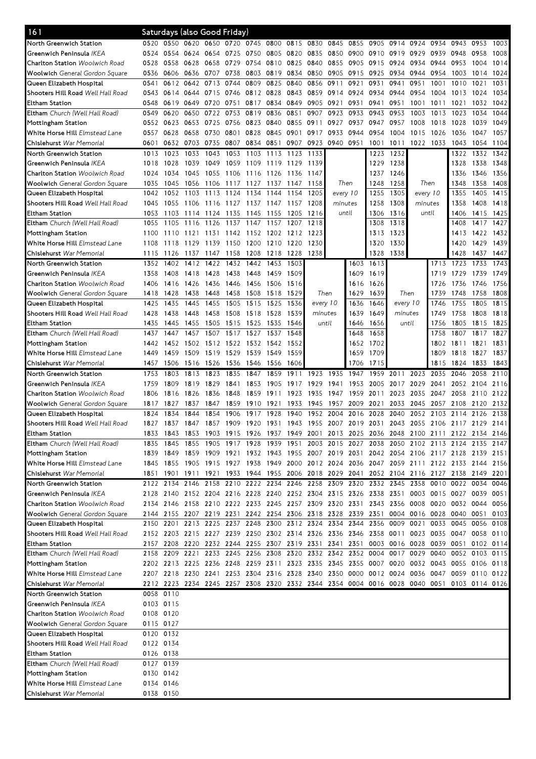## 161 Saturdays (also Good Friday)

| Stop | | | | | | | | | | | | | | | | | | |
|---|---|---|---|---|---|---|---|---|---|---|---|---|---|---|---|---|---|---|
| North Greenwich Station | 0520 | 0550 | 0620 | 0650 | 0720 | 0745 | 0800 | 0815 | 0830 | 0845 | 0855 | 0905 | 0914 | 0924 | 0934 | 0943 | 0953 | 1003 |
| Greenwich Peninsula *IKEA* | 0524 | 0554 | 0624 | 0654 | 0725 | 0750 | 0805 | 0820 | 0835 | 0850 | 0900 | 0910 | 0919 | 0929 | 0939 | 0948 | 0958 | 1008 |
| Charlton Station *Woolwich Road* | 0528 | 0558 | 0628 | 0658 | 0729 | 0754 | 0810 | 0825 | 0840 | 0855 | 0905 | 0915 | 0924 | 0934 | 0944 | 0953 | 1004 | 1014 |
| Woolwich *General Gordon Square* | 0536 | 0606 | 0636 | 0707 | 0738 | 0803 | 0819 | 0834 | 0850 | 0905 | 0915 | 0925 | 0934 | 0944 | 0954 | 1003 | 1014 | 1024 |
| Queen Elizabeth Hospital | 0541 | 0612 | 0642 | 0713 | 0744 | 0809 | 0825 | 0840 | 0856 | 0911 | 0921 | 0931 | 0941 | 0951 | 1001 | 1010 | 1021 | 1031 |
| Shooters Hill Road *Well Hall Road* | 0543 | 0614 | 0644 | 0715 | 0746 | 0812 | 0828 | 0843 | 0859 | 0914 | 0924 | 0934 | 0944 | 0954 | 1004 | 1013 | 1024 | 1034 |
| Eltham Station | 0548 | 0619 | 0649 | 0720 | 0751 | 0817 | 0834 | 0849 | 0905 | 0921 | 0931 | 0941 | 0951 | 1001 | 1011 | 1021 | 1032 | 1042 |
| Eltham *Church (Well Hall Road)* | 0549 | 0620 | 0650 | 0722 | 0753 | 0819 | 0836 | 0851 | 0907 | 0923 | 0933 | 0943 | 0953 | 1003 | 1013 | 1023 | 1034 | 1044 |
| Mottingham Station | 0552 | 0623 | 0653 | 0725 | 0756 | 0823 | 0840 | 0855 | 0911 | 0927 | 0937 | 0947 | 0957 | 1008 | 1018 | 1028 | 1039 | 1049 |
| White Horse Hill *Elmstead Lane* | 0557 | 0628 | 0658 | 0730 | 0801 | 0828 | 0845 | 0901 | 0917 | 0933 | 0944 | 0954 | 1004 | 1015 | 1026 | 1036 | 1047 | 1057 |
| Chislehurst *War Memorial* | 0601 | 0632 | 0703 | 0735 | 0807 | 0834 | 0851 | 0907 | 0923 | 0940 | 0951 | 1001 | 1011 | 1022 | 1033 | 1043 | 1054 | 1104 |

| Stop | | | | | | | | | | | | | | | | | |
|---|---|---|---|---|---|---|---|---|---|---|---|---|---|---|---|---|---|
| North Greenwich Station | 1013 | 1023 | 1033 | 1043 | 1053 | 1103 | 1113 | 1123 | 1133 | Then every 10 minutes until | 1223 | 1232 | Then every 10 minutes until | 1322 | 1332 | 1342 |
| Greenwich Peninsula *IKEA* | 1018 | 1028 | 1039 | 1049 | 1059 | 1109 | 1119 | 1129 | 1139 | | 1229 | 1238 | | 1328 | 1338 | 1348 |
| Charlton Station *Woolwich Road* | 1024 | 1034 | 1045 | 1055 | 1106 | 1116 | 1126 | 1136 | 1147 | | 1237 | 1246 | | 1336 | 1346 | 1356 |
| Woolwich *General Gordon Square* | 1035 | 1045 | 1056 | 1106 | 1117 | 1127 | 1137 | 1147 | 1158 | | 1248 | 1258 | | 1348 | 1358 | 1408 |
| Queen Elizabeth Hospital | 1042 | 1052 | 1103 | 1113 | 1124 | 1134 | 1144 | 1154 | 1205 | | 1255 | 1305 | | 1355 | 1405 | 1415 |
| Shooters Hill Road *Well Hall Road* | 1045 | 1055 | 1106 | 1116 | 1127 | 1137 | 1147 | 1157 | 1208 | | 1258 | 1308 | | 1358 | 1408 | 1418 |
| Eltham Station | 1053 | 1103 | 1114 | 1124 | 1135 | 1145 | 1155 | 1205 | 1216 | | 1306 | 1316 | | 1406 | 1415 | 1425 |
| Eltham *Church (Well Hall Road)* | 1055 | 1105 | 1116 | 1126 | 1137 | 1147 | 1157 | 1207 | 1218 | | 1308 | 1318 | | 1408 | 1417 | 1427 |
| Mottingham Station | 1100 | 1110 | 1121 | 1131 | 1142 | 1152 | 1202 | 1212 | 1223 | | 1313 | 1323 | | 1413 | 1422 | 1432 |
| White Horse Hill *Elmstead Lane* | 1108 | 1118 | 1129 | 1139 | 1150 | 1200 | 1210 | 1220 | 1230 | | 1320 | 1330 | | 1420 | 1429 | 1439 |
| Chislehurst *War Memorial* | 1115 | 1126 | 1137 | 1147 | 1158 | 1208 | 1218 | 1228 | 1238 | | 1328 | 1338 | | 1428 | 1437 | 1447 |

| Stop | | | | | | | | | | | | | | | | |
|---|---|---|---|---|---|---|---|---|---|---|---|---|---|---|---|---|
| North Greenwich Station | 1352 | 1402 | 1412 | 1422 | 1432 | 1442 | 1453 | 1503 | Then every 10 minutes until | 1603 | 1613 | Then every 10 minutes until | 1713 | 1723 | 1733 | 1743 |
| Greenwich Peninsula *IKEA* | 1358 | 1408 | 1418 | 1428 | 1438 | 1448 | 1459 | 1509 | | 1609 | 1619 | | 1719 | 1729 | 1739 | 1749 |
| Charlton Station *Woolwich Road* | 1406 | 1416 | 1426 | 1436 | 1446 | 1456 | 1506 | 1516 | | 1616 | 1626 | | 1726 | 1736 | 1746 | 1756 |
| Woolwich *General Gordon Square* | 1418 | 1428 | 1438 | 1448 | 1458 | 1508 | 1518 | 1529 | | 1629 | 1639 | | 1739 | 1748 | 1758 | 1808 |
| Queen Elizabeth Hospital | 1425 | 1435 | 1445 | 1455 | 1505 | 1515 | 1525 | 1536 | | 1636 | 1646 | | 1746 | 1755 | 1805 | 1815 |
| Shooters Hill Road *Well Hall Road* | 1428 | 1438 | 1448 | 1458 | 1508 | 1518 | 1528 | 1539 | | 1639 | 1649 | | 1749 | 1758 | 1808 | 1818 |
| Eltham Station | 1435 | 1445 | 1455 | 1505 | 1515 | 1525 | 1535 | 1546 | | 1646 | 1656 | | 1756 | 1805 | 1815 | 1825 |
| Eltham *Church (Well Hall Road)* | 1437 | 1447 | 1457 | 1507 | 1517 | 1527 | 1537 | 1548 | | 1648 | 1658 | | 1758 | 1807 | 1817 | 1827 |
| Mottingham Station | 1442 | 1452 | 1502 | 1512 | 1522 | 1532 | 1542 | 1552 | | 1652 | 1702 | | 1802 | 1811 | 1821 | 1831 |
| White Horse Hill *Elmstead Lane* | 1449 | 1459 | 1509 | 1519 | 1529 | 1539 | 1549 | 1559 | | 1659 | 1709 | | 1809 | 1818 | 1827 | 1837 |
| Chislehurst *War Memorial* | 1457 | 1506 | 1516 | 1526 | 1536 | 1546 | 1556 | 1606 | | 1706 | 1715 | | 1815 | 1824 | 1833 | 1843 |

| Stop | | | | | | | | | | | | | | | | | | |
|---|---|---|---|---|---|---|---|---|---|---|---|---|---|---|---|---|---|---|
| North Greenwich Station | 1753 | 1803 | 1813 | 1823 | 1835 | 1847 | 1859 | 1911 | 1923 | 1935 | 1947 | 1959 | 2011 | 2023 | 2035 | 2046 | 2058 | 2110 |
| Greenwich Peninsula *IKEA* | 1759 | 1809 | 1819 | 1829 | 1841 | 1853 | 1905 | 1917 | 1929 | 1941 | 1953 | 2005 | 2017 | 2029 | 2041 | 2052 | 2104 | 2116 |
| Charlton Station *Woolwich Road* | 1806 | 1816 | 1826 | 1836 | 1848 | 1859 | 1911 | 1923 | 1935 | 1947 | 1959 | 2011 | 2023 | 2035 | 2047 | 2058 | 2110 | 2122 |
| Woolwich *General Gordon Square* | 1817 | 1827 | 1837 | 1847 | 1859 | 1910 | 1921 | 1933 | 1945 | 1957 | 2009 | 2021 | 2033 | 2045 | 2057 | 2108 | 2120 | 2132 |
| Queen Elizabeth Hospital | 1824 | 1834 | 1844 | 1854 | 1906 | 1917 | 1928 | 1940 | 1952 | 2004 | 2016 | 2028 | 2040 | 2052 | 2103 | 2114 | 2126 | 2138 |
| Shooters Hill Road *Well Hall Road* | 1827 | 1837 | 1847 | 1857 | 1909 | 1920 | 1931 | 1943 | 1955 | 2007 | 2019 | 2031 | 2043 | 2055 | 2106 | 2117 | 2129 | 2141 |
| Eltham Station | 1833 | 1843 | 1853 | 1903 | 1915 | 1926 | 1937 | 1949 | 2001 | 2013 | 2025 | 2036 | 2048 | 2100 | 2111 | 2122 | 2134 | 2146 |
| Eltham *Church (Well Hall Road)* | 1835 | 1845 | 1855 | 1905 | 1917 | 1928 | 1939 | 1951 | 2003 | 2015 | 2027 | 2038 | 2050 | 2102 | 2113 | 2124 | 2135 | 2147 |
| Mottingham Station | 1839 | 1849 | 1859 | 1909 | 1921 | 1932 | 1943 | 1955 | 2007 | 2019 | 2031 | 2042 | 2054 | 2106 | 2117 | 2128 | 2139 | 2151 |
| White Horse Hill *Elmstead Lane* | 1845 | 1855 | 1905 | 1915 | 1927 | 1938 | 1949 | 2000 | 2012 | 2024 | 2036 | 2047 | 2059 | 2111 | 2122 | 2133 | 2144 | 2156 |
| Chislehurst *War Memorial* | 1851 | 1901 | 1911 | 1921 | 1933 | 1944 | 1955 | 2006 | 2018 | 2029 | 2041 | 2052 | 2104 | 2116 | 2127 | 2138 | 2149 | 2201 |

| Stop | | | | | | | | | | | | | | | | | | |
|---|---|---|---|---|---|---|---|---|---|---|---|---|---|---|---|---|---|---|
| North Greenwich Station | 2122 | 2134 | 2146 | 2158 | 2210 | 2222 | 2234 | 2246 | 2258 | 2309 | 2320 | 2332 | 2345 | 2358 | 0010 | 0022 | 0034 | 0046 |
| Greenwich Peninsula *IKEA* | 2128 | 2140 | 2152 | 2204 | 2216 | 2228 | 2240 | 2252 | 2304 | 2315 | 2326 | 2338 | 2351 | 0003 | 0015 | 0027 | 0039 | 0051 |
| Charlton Station *Woolwich Road* | 2134 | 2146 | 2158 | 2210 | 2222 | 2233 | 2245 | 2257 | 2309 | 2320 | 2331 | 2343 | 2356 | 0008 | 0020 | 0032 | 0044 | 0056 |
| Woolwich *General Gordon Square* | 2144 | 2155 | 2207 | 2219 | 2231 | 2242 | 2254 | 2306 | 2318 | 2328 | 2339 | 2351 | 0004 | 0016 | 0028 | 0040 | 0051 | 0103 |
| Queen Elizabeth Hospital | 2150 | 2201 | 2213 | 2225 | 2237 | 2248 | 2300 | 2312 | 2324 | 2334 | 2344 | 2356 | 0009 | 0021 | 0033 | 0045 | 0056 | 0108 |
| Shooters Hill Road *Well Hall Road* | 2152 | 2203 | 2215 | 2227 | 2239 | 2250 | 2302 | 2314 | 2326 | 2336 | 2346 | 2358 | 0011 | 0023 | 0035 | 0047 | 0058 | 0110 |
| Eltham Station | 2157 | 2208 | 2220 | 2232 | 2244 | 2255 | 2307 | 2319 | 2331 | 2341 | 2351 | 0003 | 0016 | 0028 | 0039 | 0051 | 0102 | 0114 |
| Eltham *Church (Well Hall Road)* | 2158 | 2209 | 2221 | 2233 | 2245 | 2256 | 2308 | 2320 | 2332 | 2342 | 2352 | 0004 | 0017 | 0029 | 0040 | 0052 | 0103 | 0115 |
| Mottingham Station | 2202 | 2213 | 2225 | 2236 | 2248 | 2259 | 2311 | 2323 | 2335 | 2345 | 2355 | 0007 | 0020 | 0032 | 0043 | 0055 | 0106 | 0118 |
| White Horse Hill *Elmstead Lane* | 2207 | 2218 | 2230 | 2241 | 2253 | 2304 | 2316 | 2328 | 2340 | 2350 | 0000 | 0012 | 0024 | 0036 | 0047 | 0059 | 0110 | 0122 |
| Chislehurst *War Memorial* | 2212 | 2223 | 2234 | 2245 | 2257 | 2308 | 2320 | 2332 | 2344 | 2354 | 0004 | 0016 | 0028 | 0040 | 0051 | 0103 | 0114 | 0126 |

| Stop | | |
|---|---|---|
| North Greenwich Station | 0058 | 0110 |
| Greenwich Peninsula *IKEA* | 0103 | 0115 |
| Charlton Station *Woolwich Road* | 0108 | 0120 |
| Woolwich *General Gordon Square* | 0115 | 0127 |
| Queen Elizabeth Hospital | 0120 | 0132 |
| Shooters Hill Road *Well Hall Road* | 0122 | 0134 |
| Eltham Station | 0126 | 0138 |
| Eltham *Church (Well Hall Road)* | 0127 | 0139 |
| Mottingham Station | 0130 | 0142 |
| White Horse Hill *Elmstead Lane* | 0134 | 0146 |
| Chislehurst *War Memorial* | 0138 | 0150 |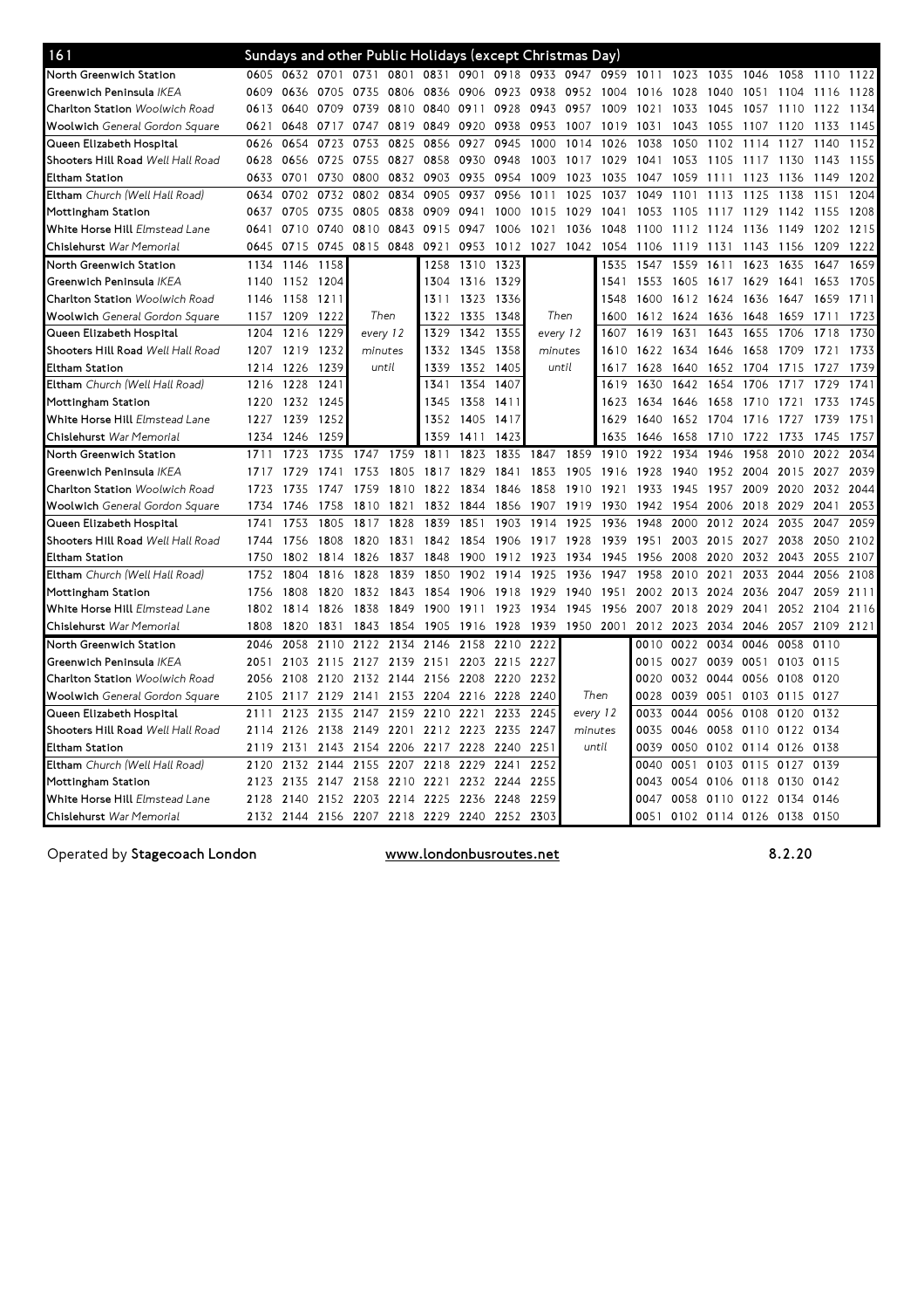## 161 Sundays and other Public Holidays (except Christmas Day)

| | | | | | | | | | | | | | | | | | | |
|---|---|---|---|---|---|---|---|---|---|---|---|---|---|---|---|---|---|---|
| **North Greenwich Station** | 0605 | 0632 | 0701 | 0731 | 0801 | 0831 | 0901 | 0918 | 0933 | 0947 | 0959 | 1011 | 1023 | 1035 | 1046 | 1058 | 1110 | 1122 |
| **Greenwich Peninsula** *IKEA* | 0609 | 0636 | 0705 | 0735 | 0806 | 0836 | 0906 | 0923 | 0938 | 0952 | 1004 | 1016 | 1028 | 1040 | 1051 | 1104 | 1116 | 1128 |
| **Charlton Station** *Woolwich Road* | 0613 | 0640 | 0709 | 0739 | 0810 | 0840 | 0911 | 0928 | 0943 | 0957 | 1009 | 1021 | 1033 | 1045 | 1057 | 1110 | 1122 | 1134 |
| **Woolwich** *General Gordon Square* | 0621 | 0648 | 0717 | 0747 | 0819 | 0849 | 0920 | 0938 | 0953 | 1007 | 1019 | 1031 | 1043 | 1055 | 1107 | 1120 | 1133 | 1145 |
| **Queen Elizabeth Hospital** | 0626 | 0654 | 0723 | 0753 | 0825 | 0856 | 0927 | 0945 | 1000 | 1014 | 1026 | 1038 | 1050 | 1102 | 1114 | 1127 | 1140 | 1152 |
| **Shooters Hill Road** *Well Hall Road* | 0628 | 0656 | 0725 | 0755 | 0827 | 0858 | 0930 | 0948 | 1003 | 1017 | 1029 | 1041 | 1053 | 1105 | 1117 | 1130 | 1143 | 1155 |
| **Eltham Station** | 0633 | 0701 | 0730 | 0800 | 0832 | 0903 | 0935 | 0954 | 1009 | 1023 | 1035 | 1047 | 1059 | 1111 | 1123 | 1136 | 1149 | 1202 |
| **Eltham** *Church (Well Hall Road)* | 0634 | 0702 | 0732 | 0802 | 0834 | 0905 | 0937 | 0956 | 1011 | 1025 | 1037 | 1049 | 1101 | 1113 | 1125 | 1138 | 1151 | 1204 |
| **Mottingham Station** | 0637 | 0705 | 0735 | 0805 | 0838 | 0909 | 0941 | 1000 | 1015 | 1029 | 1041 | 1053 | 1105 | 1117 | 1129 | 1142 | 1155 | 1208 |
| **White Horse Hill** *Elmstead Lane* | 0641 | 0710 | 0740 | 0810 | 0843 | 0915 | 0947 | 1006 | 1021 | 1036 | 1048 | 1100 | 1112 | 1124 | 1136 | 1149 | 1202 | 1215 |
| **Chislehurst** *War Memorial* | 0645 | 0715 | 0745 | 0815 | 0848 | 0921 | 0953 | 1012 | 1027 | 1042 | 1054 | 1106 | 1119 | 1131 | 1143 | 1156 | 1209 | 1222 |

| | | | | | | | | | | | | | | | | |
|---|---|---|---|---|---|---|---|---|---|---|---|---|---|---|---|---|
| **North Greenwich Station** | 1134 | 1146 | 1158 | | 1258 | 1310 | 1323 | | 1535 | 1547 | 1559 | 1611 | 1623 | 1635 | 1647 | 1659 |
| **Greenwich Peninsula** *IKEA* | 1140 | 1152 | 1204 | | 1304 | 1316 | 1329 | | 1541 | 1553 | 1605 | 1617 | 1629 | 1641 | 1653 | 1705 |
| **Charlton Station** *Woolwich Road* | 1146 | 1158 | 1211 | | 1311 | 1323 | 1336 | | 1548 | 1600 | 1612 | 1624 | 1636 | 1647 | 1659 | 1711 |
| **Woolwich** *General Gordon Square* | 1157 | 1209 | 1222 | Then | 1322 | 1335 | 1348 | Then | 1600 | 1612 | 1624 | 1636 | 1648 | 1659 | 1711 | 1723 |
| **Queen Elizabeth Hospital** | 1204 | 1216 | 1229 | every 12 | 1329 | 1342 | 1355 | every 12 | 1607 | 1619 | 1631 | 1643 | 1655 | 1706 | 1718 | 1730 |
| **Shooters Hill Road** *Well Hall Road* | 1207 | 1219 | 1232 | minutes | 1332 | 1345 | 1358 | minutes | 1610 | 1622 | 1634 | 1646 | 1658 | 1709 | 1721 | 1733 |
| **Eltham Station** | 1214 | 1226 | 1239 | until | 1339 | 1352 | 1405 | until | 1617 | 1628 | 1640 | 1652 | 1704 | 1715 | 1727 | 1739 |
| **Eltham** *Church (Well Hall Road)* | 1216 | 1228 | 1241 | | 1341 | 1354 | 1407 | | 1619 | 1630 | 1642 | 1654 | 1706 | 1717 | 1729 | 1741 |
| **Mottingham Station** | 1220 | 1232 | 1245 | | 1345 | 1358 | 1411 | | 1623 | 1634 | 1646 | 1658 | 1710 | 1721 | 1733 | 1745 |
| **White Horse Hill** *Elmstead Lane* | 1227 | 1239 | 1252 | | 1352 | 1405 | 1417 | | 1629 | 1640 | 1652 | 1704 | 1716 | 1727 | 1739 | 1751 |
| **Chislehurst** *War Memorial* | 1234 | 1246 | 1259 | | 1359 | 1411 | 1423 | | 1635 | 1646 | 1658 | 1710 | 1722 | 1733 | 1745 | 1757 |

| | | | | | | | | | | | | | | | | | | |
|---|---|---|---|---|---|---|---|---|---|---|---|---|---|---|---|---|---|---|
| **North Greenwich Station** | 1711 | 1723 | 1735 | 1747 | 1759 | 1811 | 1823 | 1835 | 1847 | 1859 | 1910 | 1922 | 1934 | 1946 | 1958 | 2010 | 2022 | 2034 |
| **Greenwich Peninsula** *IKEA* | 1717 | 1729 | 1741 | 1753 | 1805 | 1817 | 1829 | 1841 | 1853 | 1905 | 1916 | 1928 | 1940 | 1952 | 2004 | 2015 | 2027 | 2039 |
| **Charlton Station** *Woolwich Road* | 1723 | 1735 | 1747 | 1759 | 1810 | 1822 | 1834 | 1846 | 1858 | 1910 | 1921 | 1933 | 1945 | 1957 | 2009 | 2020 | 2032 | 2044 |
| **Woolwich** *General Gordon Square* | 1734 | 1746 | 1758 | 1810 | 1821 | 1832 | 1844 | 1856 | 1907 | 1919 | 1930 | 1942 | 1954 | 2006 | 2018 | 2029 | 2041 | 2053 |
| **Queen Elizabeth Hospital** | 1741 | 1753 | 1805 | 1817 | 1828 | 1839 | 1851 | 1903 | 1914 | 1925 | 1936 | 1948 | 2000 | 2012 | 2024 | 2035 | 2047 | 2059 |
| **Shooters Hill Road** *Well Hall Road* | 1744 | 1756 | 1808 | 1820 | 1831 | 1842 | 1854 | 1906 | 1917 | 1928 | 1939 | 1951 | 2003 | 2015 | 2027 | 2038 | 2050 | 2102 |
| **Eltham Station** | 1750 | 1802 | 1814 | 1826 | 1837 | 1848 | 1900 | 1912 | 1923 | 1934 | 1945 | 1956 | 2008 | 2020 | 2032 | 2043 | 2055 | 2107 |
| **Eltham** *Church (Well Hall Road)* | 1752 | 1804 | 1816 | 1828 | 1839 | 1850 | 1902 | 1914 | 1925 | 1936 | 1947 | 1958 | 2010 | 2021 | 2033 | 2044 | 2056 | 2108 |
| **Mottingham Station** | 1756 | 1808 | 1820 | 1832 | 1843 | 1854 | 1906 | 1918 | 1929 | 1940 | 1951 | 2002 | 2013 | 2024 | 2036 | 2047 | 2059 | 2111 |
| **White Horse Hill** *Elmstead Lane* | 1802 | 1814 | 1826 | 1838 | 1849 | 1900 | 1911 | 1923 | 1934 | 1945 | 1956 | 2007 | 2018 | 2029 | 2041 | 2052 | 2104 | 2116 |
| **Chislehurst** *War Memorial* | 1808 | 1820 | 1831 | 1843 | 1854 | 1905 | 1916 | 1928 | 1939 | 1950 | 2001 | 2012 | 2023 | 2034 | 2046 | 2057 | 2109 | 2121 |

| | | | | | | | | | | | | | | | | |
|---|---|---|---|---|---|---|---|---|---|---|---|---|---|---|---|---|
| **North Greenwich Station** | 2046 | 2058 | 2110 | 2122 | 2134 | 2146 | 2158 | 2210 | 2222 | | 0010 | 0022 | 0034 | 0046 | 0058 | 0110 |
| **Greenwich Peninsula** *IKEA* | 2051 | 2103 | 2115 | 2127 | 2139 | 2151 | 2203 | 2215 | 2227 | | 0015 | 0027 | 0039 | 0051 | 0103 | 0115 |
| **Charlton Station** *Woolwich Road* | 2056 | 2108 | 2120 | 2132 | 2144 | 2156 | 2208 | 2220 | 2232 | | 0020 | 0032 | 0044 | 0056 | 0108 | 0120 |
| **Woolwich** *General Gordon Square* | 2105 | 2117 | 2129 | 2141 | 2153 | 2204 | 2216 | 2228 | 2240 | Then | 0028 | 0039 | 0051 | 0103 | 0115 | 0127 |
| **Queen Elizabeth Hospital** | 2111 | 2123 | 2135 | 2147 | 2159 | 2210 | 2221 | 2233 | 2245 | every 12 | 0033 | 0044 | 0056 | 0108 | 0120 | 0132 |
| **Shooters Hill Road** *Well Hall Road* | 2114 | 2126 | 2138 | 2149 | 2201 | 2212 | 2223 | 2235 | 2247 | minutes | 0035 | 0046 | 0058 | 0110 | 0122 | 0134 |
| **Eltham Station** | 2119 | 2131 | 2143 | 2154 | 2206 | 2217 | 2228 | 2240 | 2251 | until | 0039 | 0050 | 0102 | 0114 | 0126 | 0138 |
| **Eltham** *Church (Well Hall Road)* | 2120 | 2132 | 2144 | 2155 | 2207 | 2218 | 2229 | 2241 | 2252 | | 0040 | 0051 | 0103 | 0115 | 0127 | 0139 |
| **Mottingham Station** | 2123 | 2135 | 2147 | 2158 | 2210 | 2221 | 2232 | 2244 | 2255 | | 0043 | 0054 | 0106 | 0118 | 0130 | 0142 |
| **White Horse Hill** *Elmstead Lane* | 2128 | 2140 | 2152 | 2203 | 2214 | 2225 | 2236 | 2248 | 2259 | | 0047 | 0058 | 0110 | 0122 | 0134 | 0146 |
| **Chislehurst** *War Memorial* | 2132 | 2144 | 2156 | 2207 | 2218 | 2229 | 2240 | 2252 | 2303 | | 0051 | 0102 | 0114 | 0126 | 0138 | 0150 |

Operated by **Stagecoach London** www.londonbusroutes.net 8.2.20